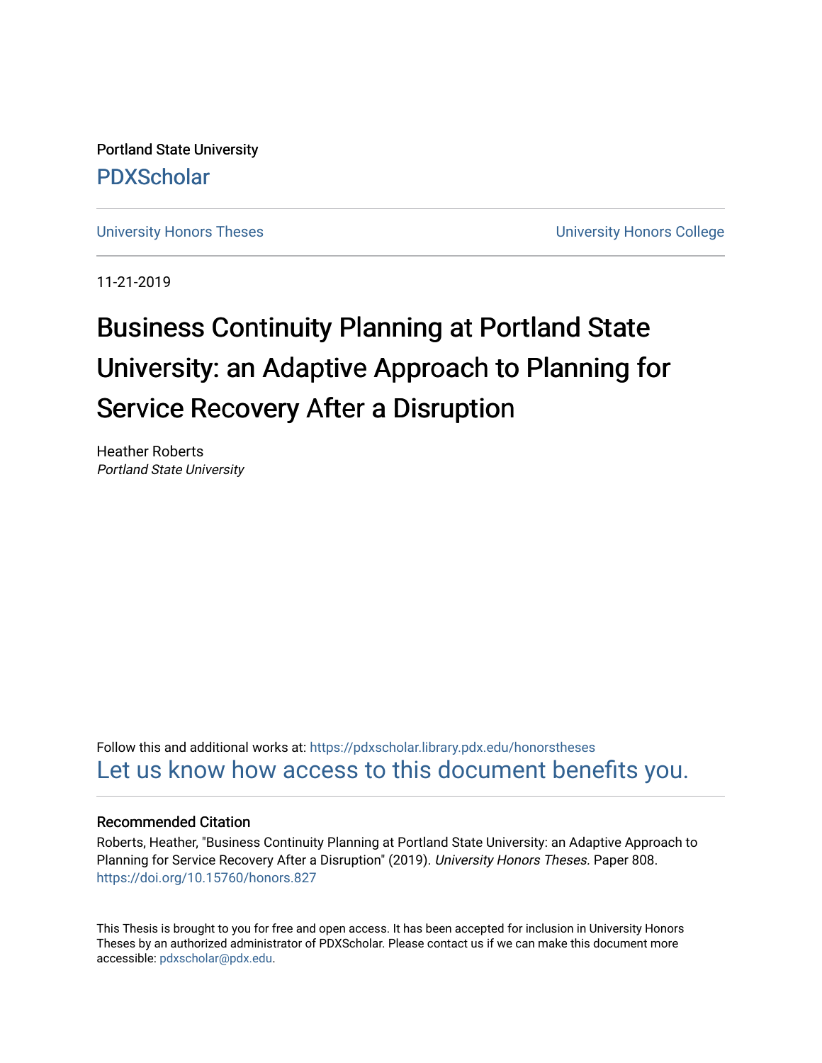Portland State University

PDXScholar

University Honors Theses

University Honors College

11-21-2019

# Business Continuity Planning at Portland State University: an Adaptive Approach to Planning for Service Recovery After a Disruption

Heather Roberts
*Portland State University*

Follow this and additional works at: https://pdxscholar.library.pdx.edu/honorstheses

Let us know how access to this document benefits you.

### Recommended Citation

Roberts, Heather, "Business Continuity Planning at Portland State University: an Adaptive Approach to Planning for Service Recovery After a Disruption" (2019). *University Honors Theses.* Paper 808.
https://doi.org/10.15760/honors.827

This Thesis is brought to you for free and open access. It has been accepted for inclusion in University Honors Theses by an authorized administrator of PDXScholar. Please contact us if we can make this document more accessible: pdxscholar@pdx.edu.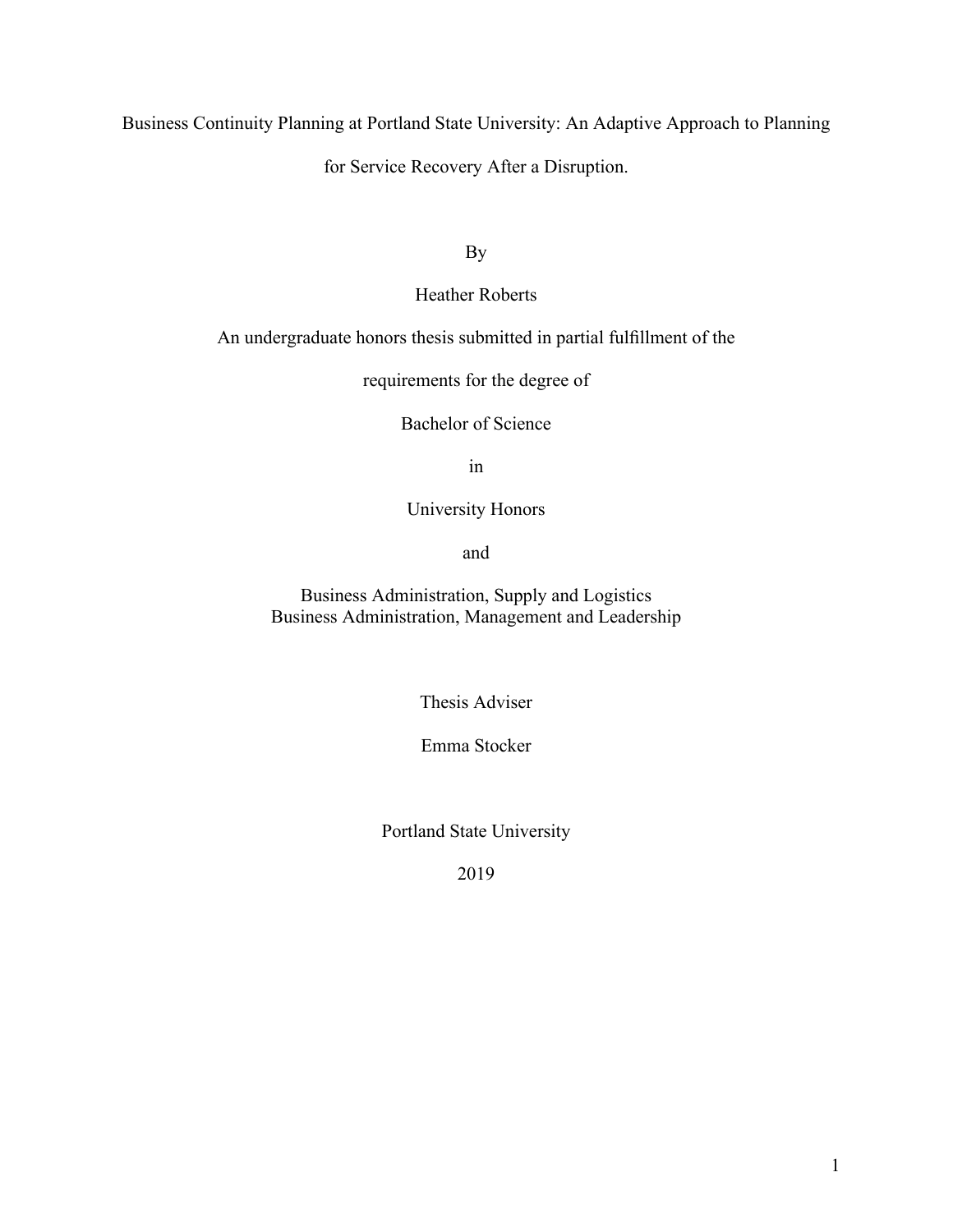# Business Continuity Planning at Portland State University: An Adaptive Approach to Planning for Service Recovery After a Disruption.

By

Heather Roberts

An undergraduate honors thesis submitted in partial fulfillment of the

requirements for the degree of

Bachelor of Science

in

University Honors

and

Business Administration, Supply and Logistics
Business Administration, Management and Leadership

Thesis Adviser

Emma Stocker

Portland State University

2019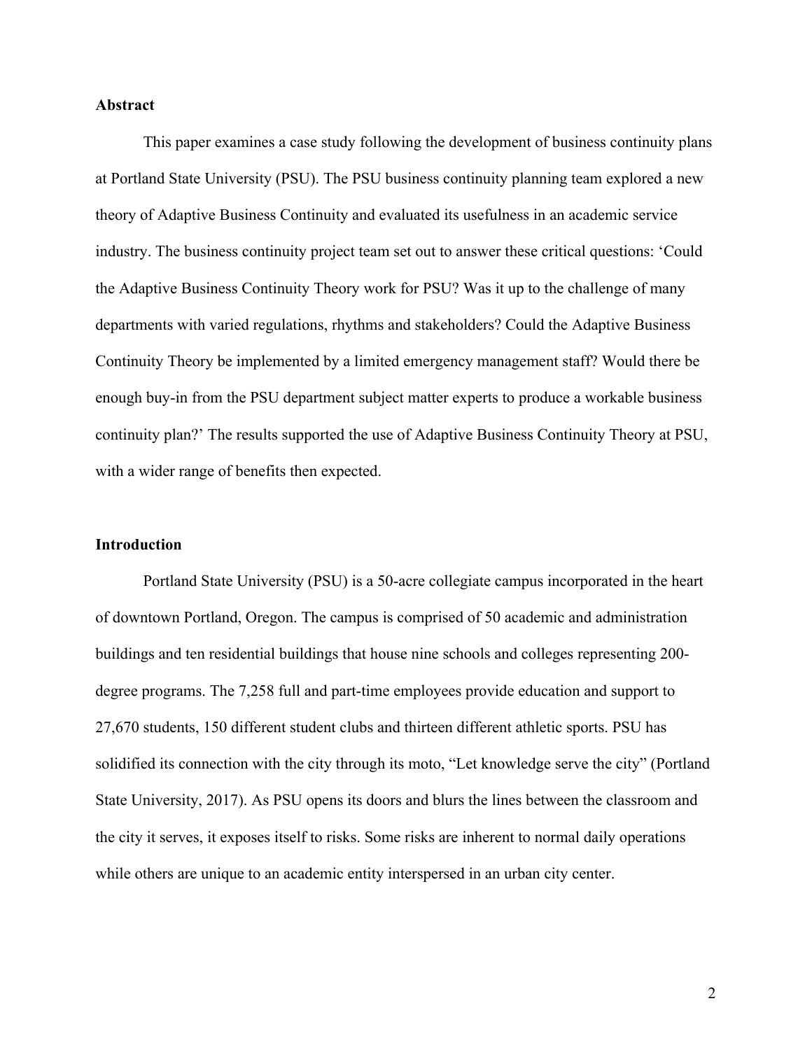**Abstract**

This paper examines a case study following the development of business continuity plans at Portland State University (PSU). The PSU business continuity planning team explored a new theory of Adaptive Business Continuity and evaluated its usefulness in an academic service industry. The business continuity project team set out to answer these critical questions: 'Could the Adaptive Business Continuity Theory work for PSU? Was it up to the challenge of many departments with varied regulations, rhythms and stakeholders? Could the Adaptive Business Continuity Theory be implemented by a limited emergency management staff? Would there be enough buy-in from the PSU department subject matter experts to produce a workable business continuity plan?' The results supported the use of Adaptive Business Continuity Theory at PSU, with a wider range of benefits then expected.

**Introduction**

Portland State University (PSU) is a 50-acre collegiate campus incorporated in the heart of downtown Portland, Oregon. The campus is comprised of 50 academic and administration buildings and ten residential buildings that house nine schools and colleges representing 200-degree programs. The 7,258 full and part-time employees provide education and support to 27,670 students, 150 different student clubs and thirteen different athletic sports. PSU has solidified its connection with the city through its moto, "Let knowledge serve the city" (Portland State University, 2017). As PSU opens its doors and blurs the lines between the classroom and the city it serves, it exposes itself to risks. Some risks are inherent to normal daily operations while others are unique to an academic entity interspersed in an urban city center.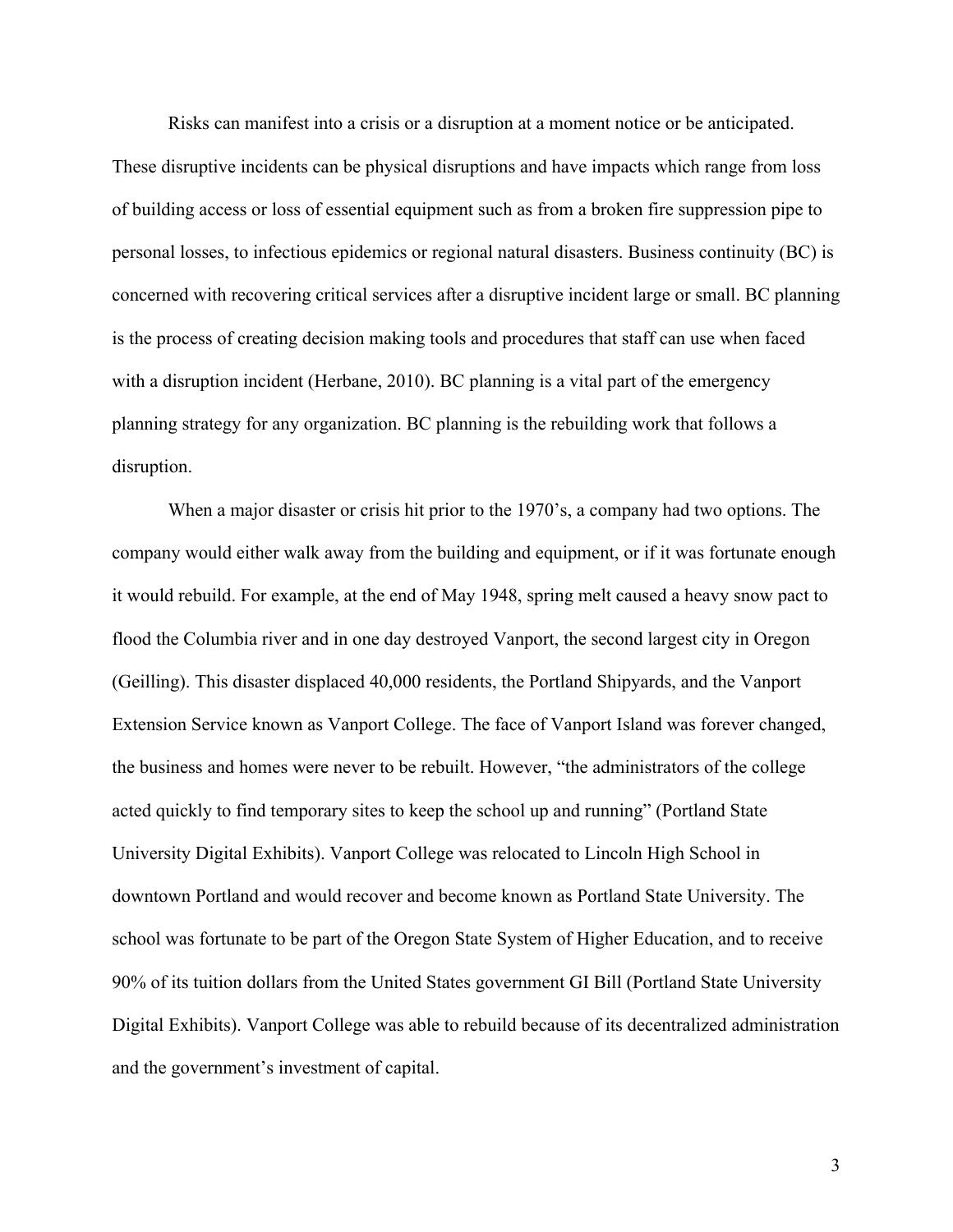Risks can manifest into a crisis or a disruption at a moment notice or be anticipated. These disruptive incidents can be physical disruptions and have impacts which range from loss of building access or loss of essential equipment such as from a broken fire suppression pipe to personal losses, to infectious epidemics or regional natural disasters. Business continuity (BC) is concerned with recovering critical services after a disruptive incident large or small. BC planning is the process of creating decision making tools and procedures that staff can use when faced with a disruption incident (Herbane, 2010). BC planning is a vital part of the emergency planning strategy for any organization. BC planning is the rebuilding work that follows a disruption.

When a major disaster or crisis hit prior to the 1970's, a company had two options. The company would either walk away from the building and equipment, or if it was fortunate enough it would rebuild. For example, at the end of May 1948, spring melt caused a heavy snow pact to flood the Columbia river and in one day destroyed Vanport, the second largest city in Oregon (Geilling). This disaster displaced 40,000 residents, the Portland Shipyards, and the Vanport Extension Service known as Vanport College. The face of Vanport Island was forever changed, the business and homes were never to be rebuilt. However, "the administrators of the college acted quickly to find temporary sites to keep the school up and running" (Portland State University Digital Exhibits). Vanport College was relocated to Lincoln High School in downtown Portland and would recover and become known as Portland State University. The school was fortunate to be part of the Oregon State System of Higher Education, and to receive 90% of its tuition dollars from the United States government GI Bill (Portland State University Digital Exhibits). Vanport College was able to rebuild because of its decentralized administration and the government's investment of capital.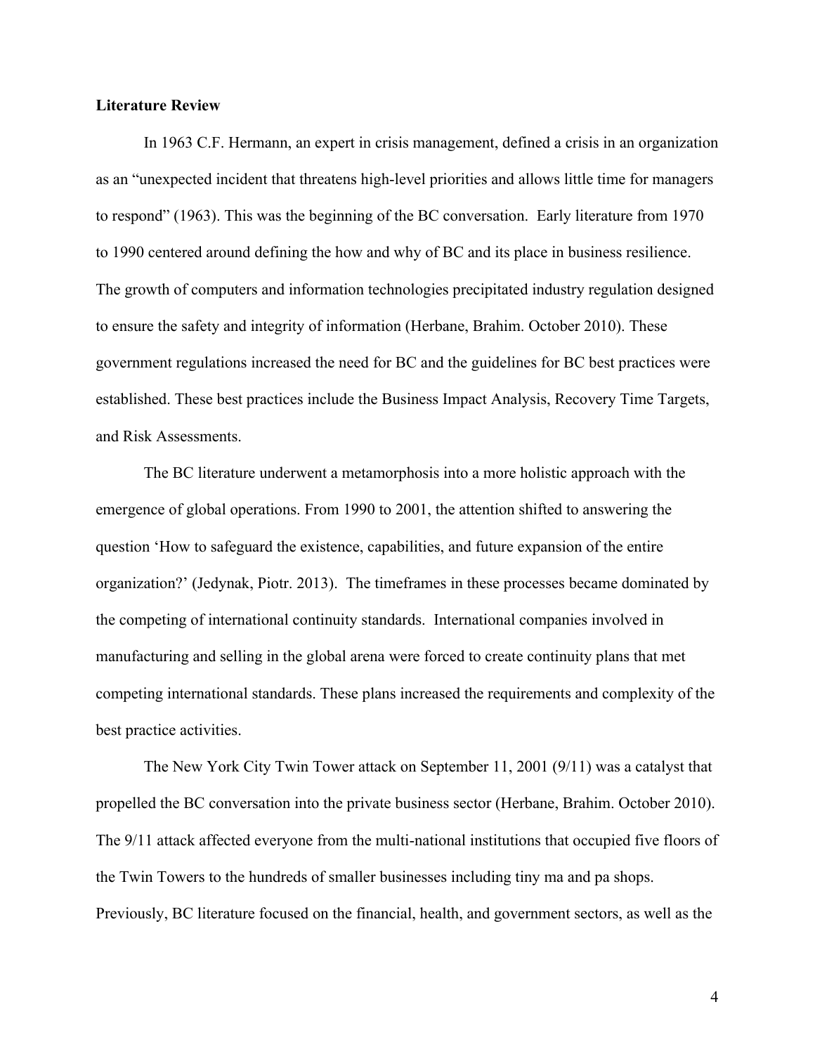**Literature Review**

In 1963 C.F. Hermann, an expert in crisis management, defined a crisis in an organization as an "unexpected incident that threatens high-level priorities and allows little time for managers to respond" (1963). This was the beginning of the BC conversation. Early literature from 1970 to 1990 centered around defining the how and why of BC and its place in business resilience. The growth of computers and information technologies precipitated industry regulation designed to ensure the safety and integrity of information (Herbane, Brahim. October 2010). These government regulations increased the need for BC and the guidelines for BC best practices were established. These best practices include the Business Impact Analysis, Recovery Time Targets, and Risk Assessments.

The BC literature underwent a metamorphosis into a more holistic approach with the emergence of global operations. From 1990 to 2001, the attention shifted to answering the question 'How to safeguard the existence, capabilities, and future expansion of the entire organization?' (Jedynak, Piotr. 2013). The timeframes in these processes became dominated by the competing of international continuity standards. International companies involved in manufacturing and selling in the global arena were forced to create continuity plans that met competing international standards. These plans increased the requirements and complexity of the best practice activities.

The New York City Twin Tower attack on September 11, 2001 (9/11) was a catalyst that propelled the BC conversation into the private business sector (Herbane, Brahim. October 2010). The 9/11 attack affected everyone from the multi-national institutions that occupied five floors of the Twin Towers to the hundreds of smaller businesses including tiny ma and pa shops. Previously, BC literature focused on the financial, health, and government sectors, as well as the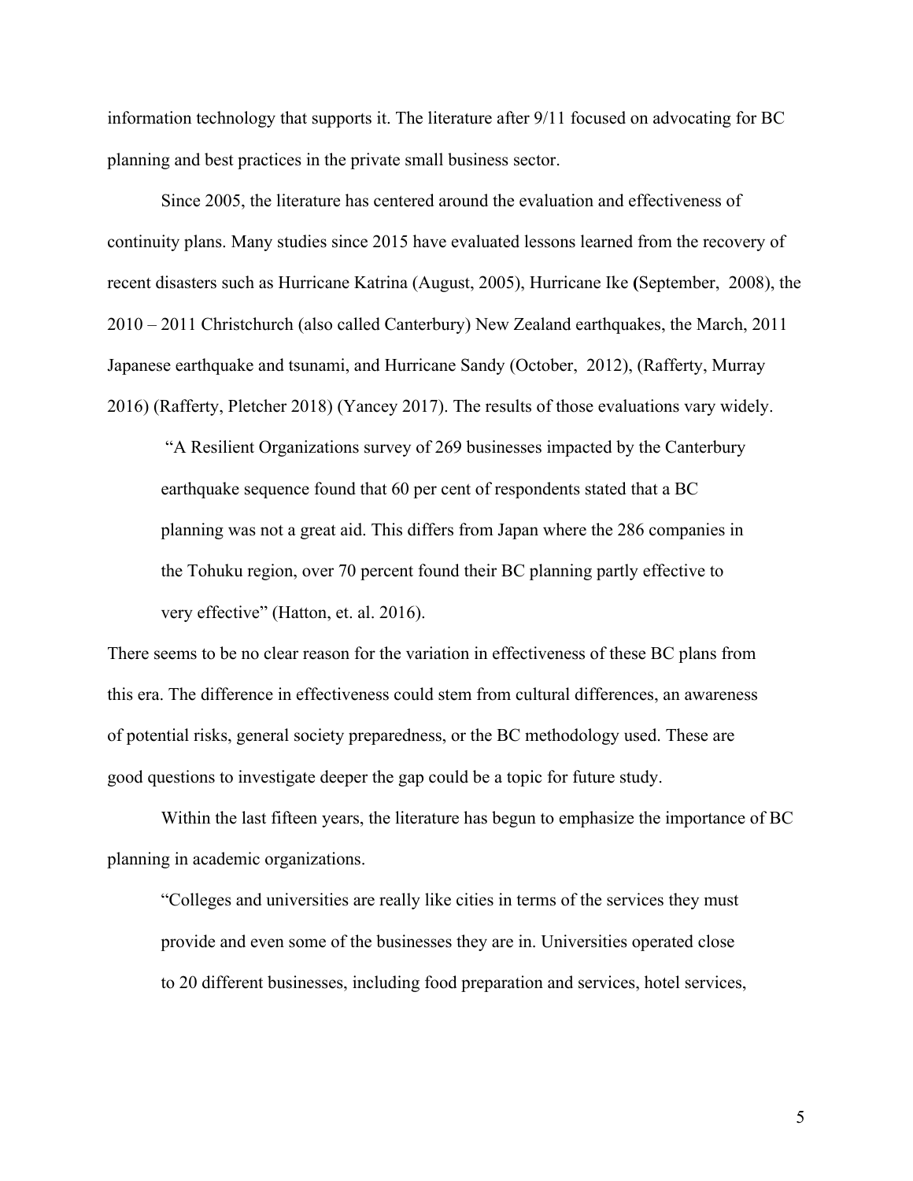information technology that supports it. The literature after 9/11 focused on advocating for BC planning and best practices in the private small business sector.

Since 2005, the literature has centered around the evaluation and effectiveness of continuity plans. Many studies since 2015 have evaluated lessons learned from the recovery of recent disasters such as Hurricane Katrina (August, 2005), Hurricane Ike **(**September, 2008), the 2010 – 2011 Christchurch (also called Canterbury) New Zealand earthquakes, the March, 2011 Japanese earthquake and tsunami, and Hurricane Sandy (October, 2012), (Rafferty, Murray 2016) (Rafferty, Pletcher 2018) (Yancey 2017). The results of those evaluations vary widely.

> "A Resilient Organizations survey of 269 businesses impacted by the Canterbury earthquake sequence found that 60 per cent of respondents stated that a BC planning was not a great aid. This differs from Japan where the 286 companies in the Tohuku region, over 70 percent found their BC planning partly effective to very effective" (Hatton, et. al. 2016).

There seems to be no clear reason for the variation in effectiveness of these BC plans from this era. The difference in effectiveness could stem from cultural differences, an awareness of potential risks, general society preparedness, or the BC methodology used. These are good questions to investigate deeper the gap could be a topic for future study.

Within the last fifteen years, the literature has begun to emphasize the importance of BC planning in academic organizations.

> "Colleges and universities are really like cities in terms of the services they must provide and even some of the businesses they are in. Universities operated close to 20 different businesses, including food preparation and services, hotel services,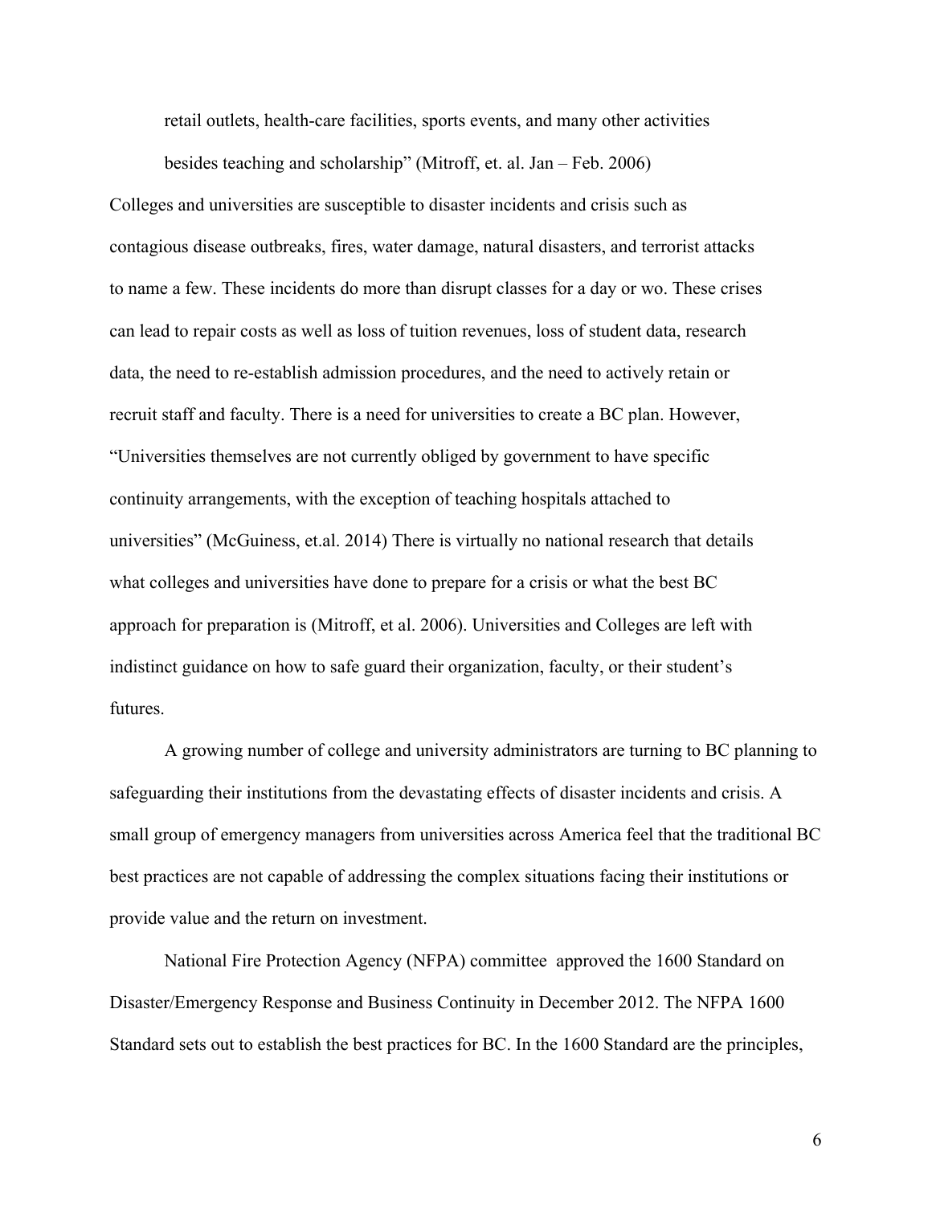retail outlets, health-care facilities, sports events, and many other activities besides teaching and scholarship" (Mitroff, et. al. Jan – Feb. 2006)

Colleges and universities are susceptible to disaster incidents and crisis such as contagious disease outbreaks, fires, water damage, natural disasters, and terrorist attacks to name a few. These incidents do more than disrupt classes for a day or wo. These crises can lead to repair costs as well as loss of tuition revenues, loss of student data, research data, the need to re-establish admission procedures, and the need to actively retain or recruit staff and faculty. There is a need for universities to create a BC plan. However, "Universities themselves are not currently obliged by government to have specific continuity arrangements, with the exception of teaching hospitals attached to universities" (McGuiness, et.al. 2014) There is virtually no national research that details what colleges and universities have done to prepare for a crisis or what the best BC approach for preparation is (Mitroff, et al. 2006). Universities and Colleges are left with indistinct guidance on how to safe guard their organization, faculty, or their student's futures.

A growing number of college and university administrators are turning to BC planning to safeguarding their institutions from the devastating effects of disaster incidents and crisis. A small group of emergency managers from universities across America feel that the traditional BC best practices are not capable of addressing the complex situations facing their institutions or provide value and the return on investment.

National Fire Protection Agency (NFPA) committee approved the 1600 Standard on Disaster/Emergency Response and Business Continuity in December 2012. The NFPA 1600 Standard sets out to establish the best practices for BC. In the 1600 Standard are the principles,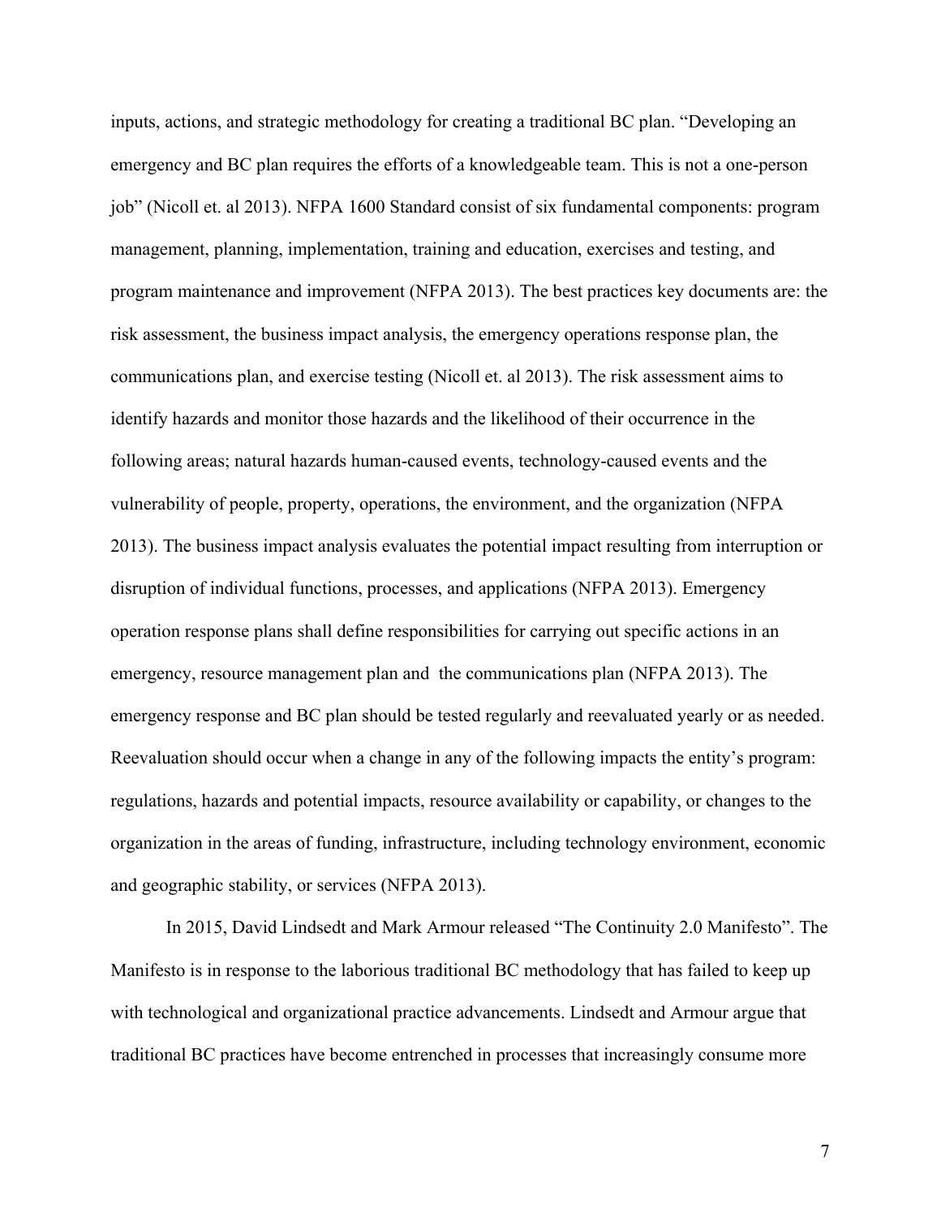inputs, actions, and strategic methodology for creating a traditional BC plan. "Developing an emergency and BC plan requires the efforts of a knowledgeable team. This is not a one-person job" (Nicoll et. al 2013). NFPA 1600 Standard consist of six fundamental components: program management, planning, implementation, training and education, exercises and testing, and program maintenance and improvement (NFPA 2013). The best practices key documents are: the risk assessment, the business impact analysis, the emergency operations response plan, the communications plan, and exercise testing (Nicoll et. al 2013). The risk assessment aims to identify hazards and monitor those hazards and the likelihood of their occurrence in the following areas; natural hazards human-caused events, technology-caused events and the vulnerability of people, property, operations, the environment, and the organization (NFPA 2013). The business impact analysis evaluates the potential impact resulting from interruption or disruption of individual functions, processes, and applications (NFPA 2013). Emergency operation response plans shall define responsibilities for carrying out specific actions in an emergency, resource management plan and the communications plan (NFPA 2013). The emergency response and BC plan should be tested regularly and reevaluated yearly or as needed. Reevaluation should occur when a change in any of the following impacts the entity's program: regulations, hazards and potential impacts, resource availability or capability, or changes to the organization in the areas of funding, infrastructure, including technology environment, economic and geographic stability, or services (NFPA 2013).

In 2015, David Lindsedt and Mark Armour released "The Continuity 2.0 Manifesto". The Manifesto is in response to the laborious traditional BC methodology that has failed to keep up with technological and organizational practice advancements. Lindsedt and Armour argue that traditional BC practices have become entrenched in processes that increasingly consume more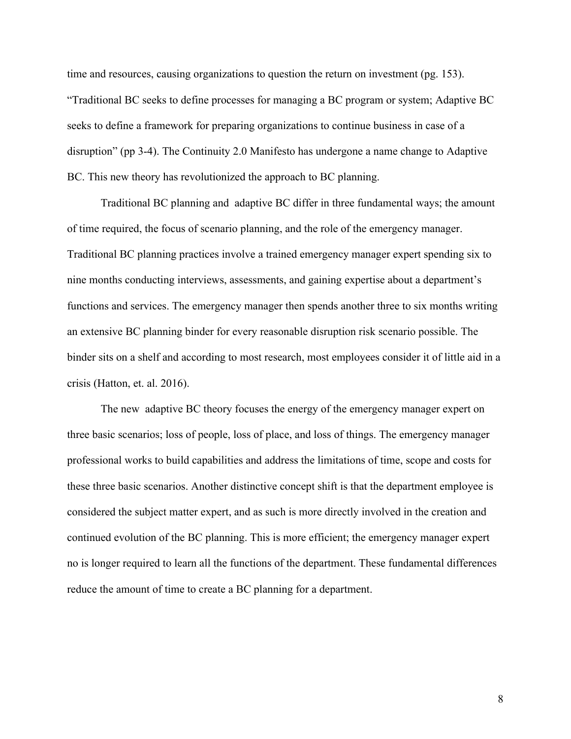time and resources, causing organizations to question the return on investment (pg. 153). "Traditional BC seeks to define processes for managing a BC program or system; Adaptive BC seeks to define a framework for preparing organizations to continue business in case of a disruption" (pp 3-4). The Continuity 2.0 Manifesto has undergone a name change to Adaptive BC. This new theory has revolutionized the approach to BC planning.

Traditional BC planning and adaptive BC differ in three fundamental ways; the amount of time required, the focus of scenario planning, and the role of the emergency manager. Traditional BC planning practices involve a trained emergency manager expert spending six to nine months conducting interviews, assessments, and gaining expertise about a department's functions and services. The emergency manager then spends another three to six months writing an extensive BC planning binder for every reasonable disruption risk scenario possible. The binder sits on a shelf and according to most research, most employees consider it of little aid in a crisis (Hatton, et. al. 2016).

The new adaptive BC theory focuses the energy of the emergency manager expert on three basic scenarios; loss of people, loss of place, and loss of things. The emergency manager professional works to build capabilities and address the limitations of time, scope and costs for these three basic scenarios. Another distinctive concept shift is that the department employee is considered the subject matter expert, and as such is more directly involved in the creation and continued evolution of the BC planning. This is more efficient; the emergency manager expert no is longer required to learn all the functions of the department. These fundamental differences reduce the amount of time to create a BC planning for a department.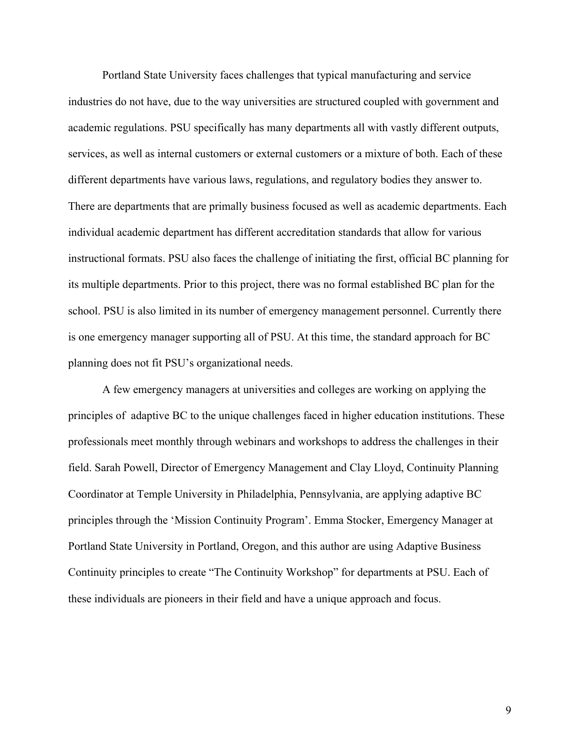Portland State University faces challenges that typical manufacturing and service industries do not have, due to the way universities are structured coupled with government and academic regulations. PSU specifically has many departments all with vastly different outputs, services, as well as internal customers or external customers or a mixture of both. Each of these different departments have various laws, regulations, and regulatory bodies they answer to. There are departments that are primally business focused as well as academic departments. Each individual academic department has different accreditation standards that allow for various instructional formats. PSU also faces the challenge of initiating the first, official BC planning for its multiple departments. Prior to this project, there was no formal established BC plan for the school. PSU is also limited in its number of emergency management personnel. Currently there is one emergency manager supporting all of PSU. At this time, the standard approach for BC planning does not fit PSU's organizational needs.

A few emergency managers at universities and colleges are working on applying the principles of  adaptive BC to the unique challenges faced in higher education institutions. These professionals meet monthly through webinars and workshops to address the challenges in their field. Sarah Powell, Director of Emergency Management and Clay Lloyd, Continuity Planning Coordinator at Temple University in Philadelphia, Pennsylvania, are applying adaptive BC principles through the 'Mission Continuity Program'. Emma Stocker, Emergency Manager at Portland State University in Portland, Oregon, and this author are using Adaptive Business Continuity principles to create "The Continuity Workshop" for departments at PSU. Each of these individuals are pioneers in their field and have a unique approach and focus.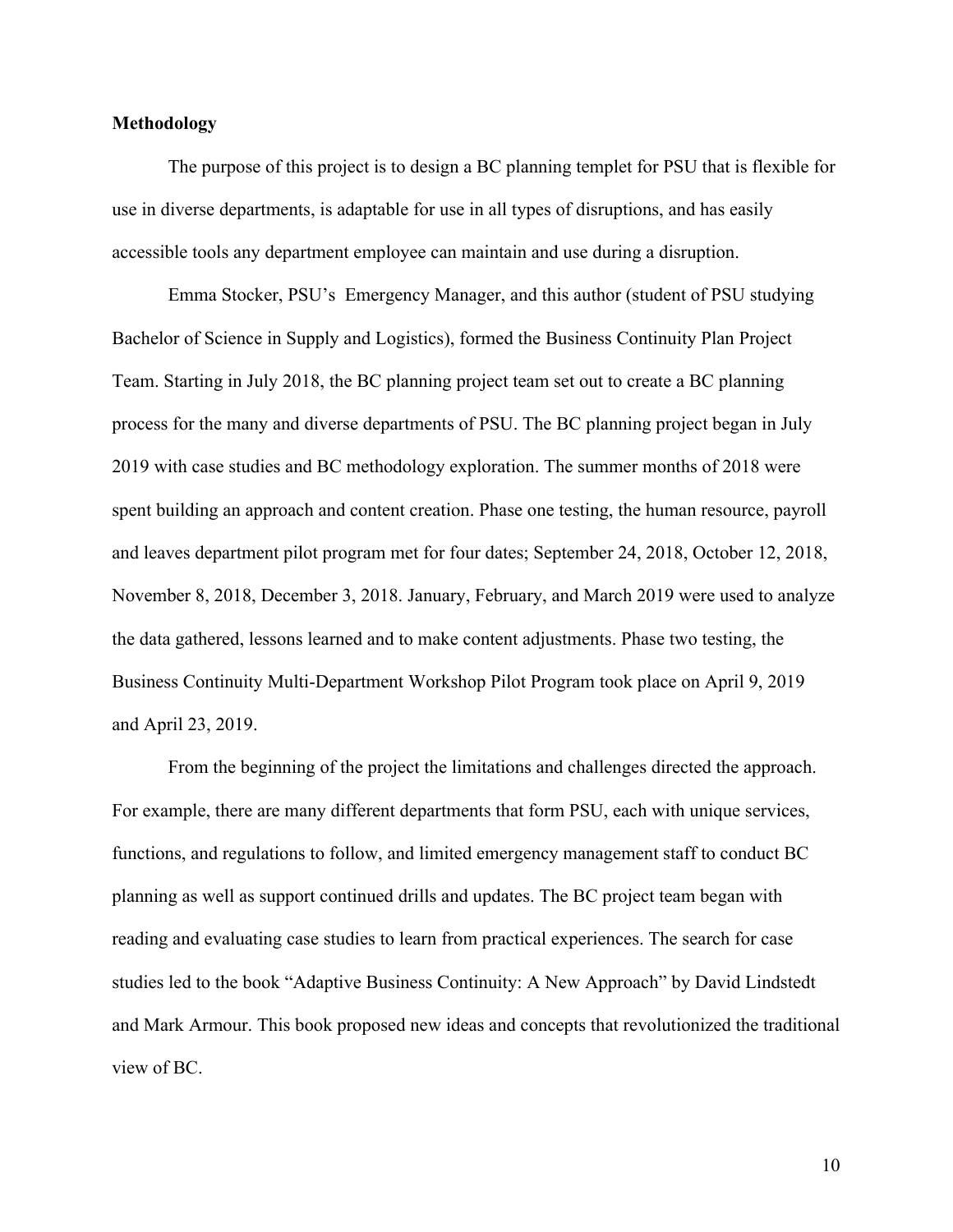**Methodology**

The purpose of this project is to design a BC planning templet for PSU that is flexible for use in diverse departments, is adaptable for use in all types of disruptions, and has easily accessible tools any department employee can maintain and use during a disruption.

Emma Stocker, PSU's Emergency Manager, and this author (student of PSU studying Bachelor of Science in Supply and Logistics), formed the Business Continuity Plan Project Team. Starting in July 2018, the BC planning project team set out to create a BC planning process for the many and diverse departments of PSU. The BC planning project began in July 2019 with case studies and BC methodology exploration. The summer months of 2018 were spent building an approach and content creation. Phase one testing, the human resource, payroll and leaves department pilot program met for four dates; September 24, 2018, October 12, 2018, November 8, 2018, December 3, 2018. January, February, and March 2019 were used to analyze the data gathered, lessons learned and to make content adjustments. Phase two testing, the Business Continuity Multi-Department Workshop Pilot Program took place on April 9, 2019 and April 23, 2019.

From the beginning of the project the limitations and challenges directed the approach. For example, there are many different departments that form PSU, each with unique services, functions, and regulations to follow, and limited emergency management staff to conduct BC planning as well as support continued drills and updates. The BC project team began with reading and evaluating case studies to learn from practical experiences. The search for case studies led to the book "Adaptive Business Continuity: A New Approach" by David Lindstedt and Mark Armour. This book proposed new ideas and concepts that revolutionized the traditional view of BC.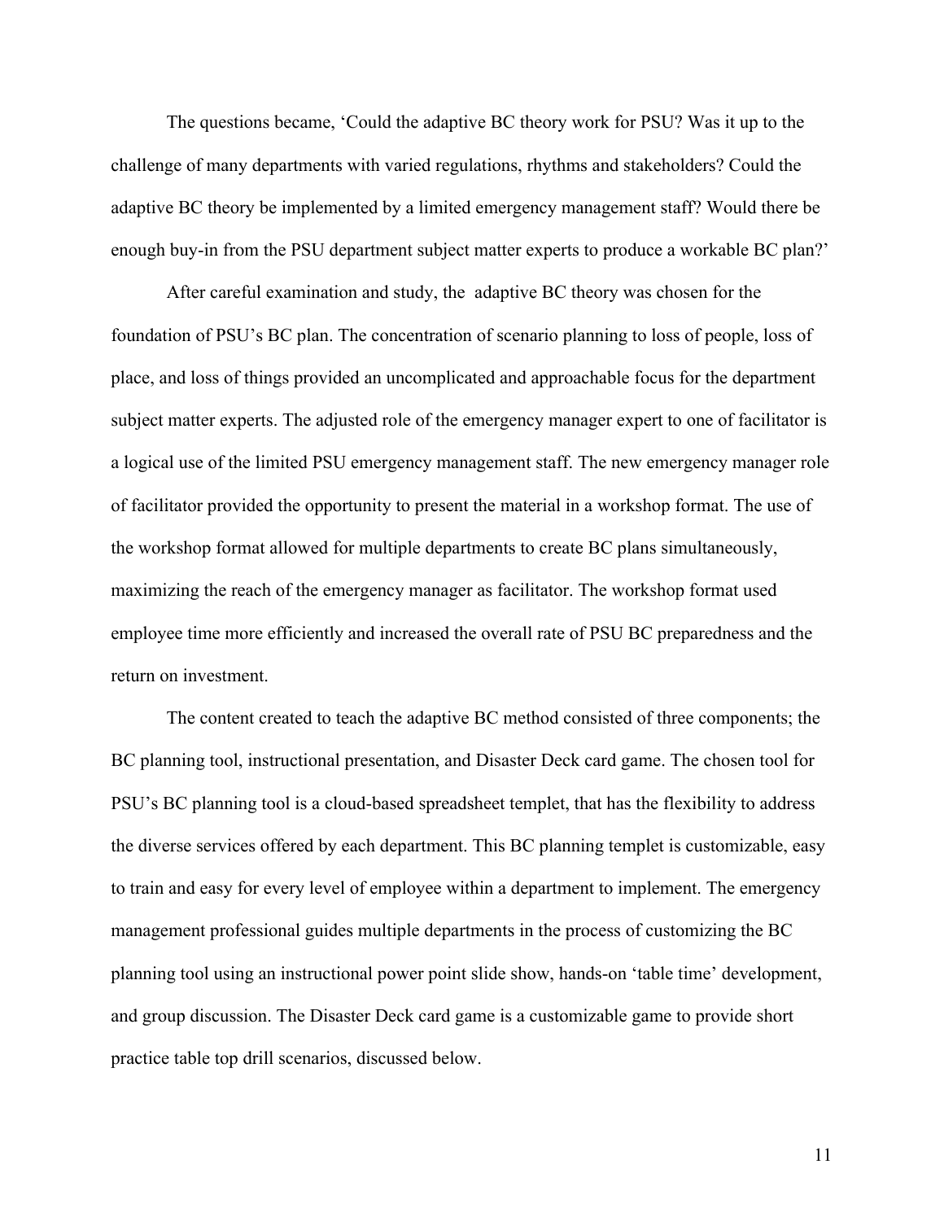The questions became, 'Could the adaptive BC theory work for PSU? Was it up to the challenge of many departments with varied regulations, rhythms and stakeholders? Could the adaptive BC theory be implemented by a limited emergency management staff? Would there be enough buy-in from the PSU department subject matter experts to produce a workable BC plan?'

After careful examination and study, the adaptive BC theory was chosen for the foundation of PSU's BC plan. The concentration of scenario planning to loss of people, loss of place, and loss of things provided an uncomplicated and approachable focus for the department subject matter experts. The adjusted role of the emergency manager expert to one of facilitator is a logical use of the limited PSU emergency management staff. The new emergency manager role of facilitator provided the opportunity to present the material in a workshop format. The use of the workshop format allowed for multiple departments to create BC plans simultaneously, maximizing the reach of the emergency manager as facilitator. The workshop format used employee time more efficiently and increased the overall rate of PSU BC preparedness and the return on investment.

The content created to teach the adaptive BC method consisted of three components; the BC planning tool, instructional presentation, and Disaster Deck card game. The chosen tool for PSU's BC planning tool is a cloud-based spreadsheet templet, that has the flexibility to address the diverse services offered by each department. This BC planning templet is customizable, easy to train and easy for every level of employee within a department to implement. The emergency management professional guides multiple departments in the process of customizing the BC planning tool using an instructional power point slide show, hands-on 'table time' development, and group discussion. The Disaster Deck card game is a customizable game to provide short practice table top drill scenarios, discussed below.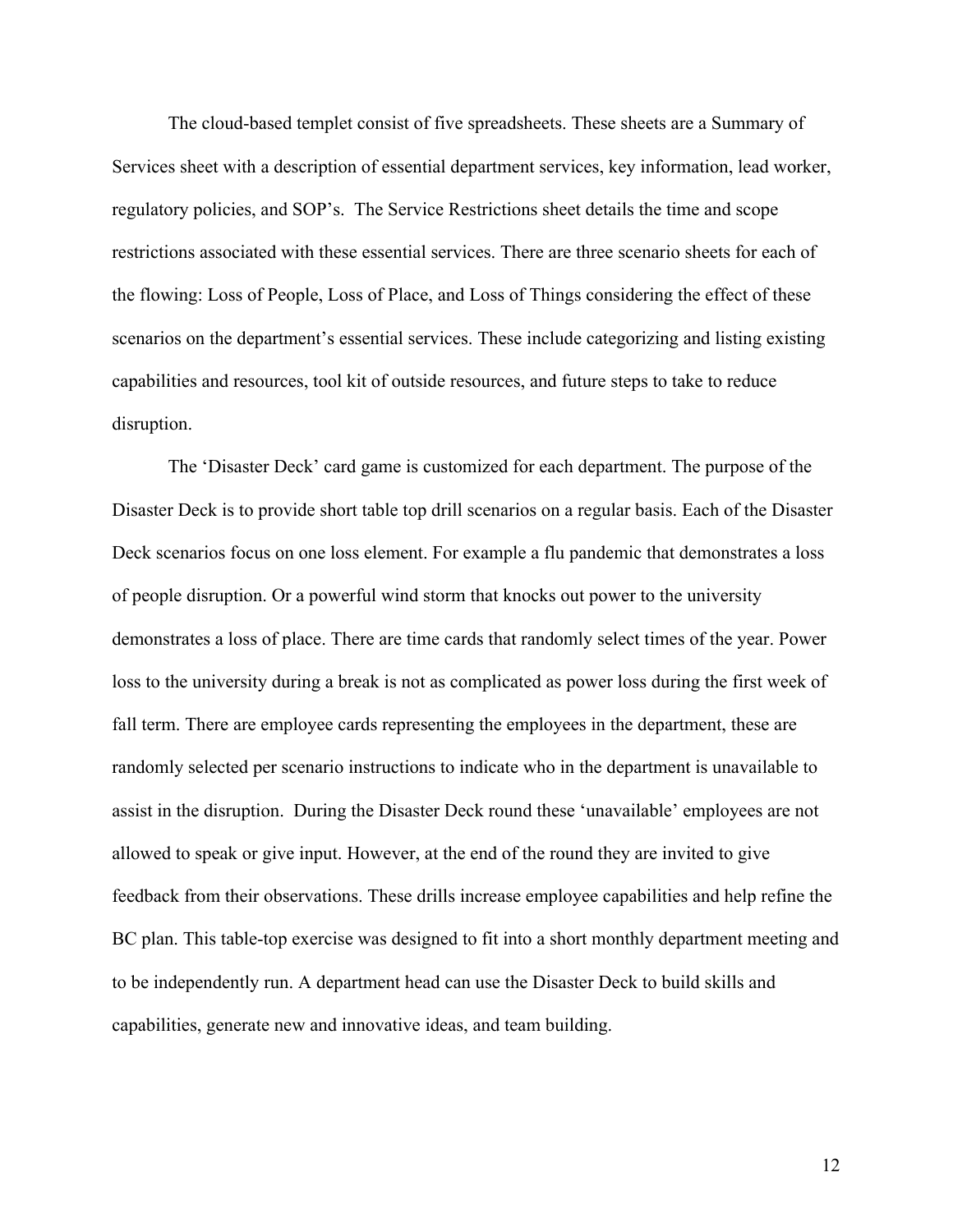The cloud-based templet consist of five spreadsheets. These sheets are a Summary of Services sheet with a description of essential department services, key information, lead worker, regulatory policies, and SOP's. The Service Restrictions sheet details the time and scope restrictions associated with these essential services. There are three scenario sheets for each of the flowing: Loss of People, Loss of Place, and Loss of Things considering the effect of these scenarios on the department's essential services. These include categorizing and listing existing capabilities and resources, tool kit of outside resources, and future steps to take to reduce disruption.

The 'Disaster Deck' card game is customized for each department. The purpose of the Disaster Deck is to provide short table top drill scenarios on a regular basis. Each of the Disaster Deck scenarios focus on one loss element. For example a flu pandemic that demonstrates a loss of people disruption. Or a powerful wind storm that knocks out power to the university demonstrates a loss of place. There are time cards that randomly select times of the year. Power loss to the university during a break is not as complicated as power loss during the first week of fall term. There are employee cards representing the employees in the department, these are randomly selected per scenario instructions to indicate who in the department is unavailable to assist in the disruption. During the Disaster Deck round these 'unavailable' employees are not allowed to speak or give input. However, at the end of the round they are invited to give feedback from their observations. These drills increase employee capabilities and help refine the BC plan. This table-top exercise was designed to fit into a short monthly department meeting and to be independently run. A department head can use the Disaster Deck to build skills and capabilities, generate new and innovative ideas, and team building.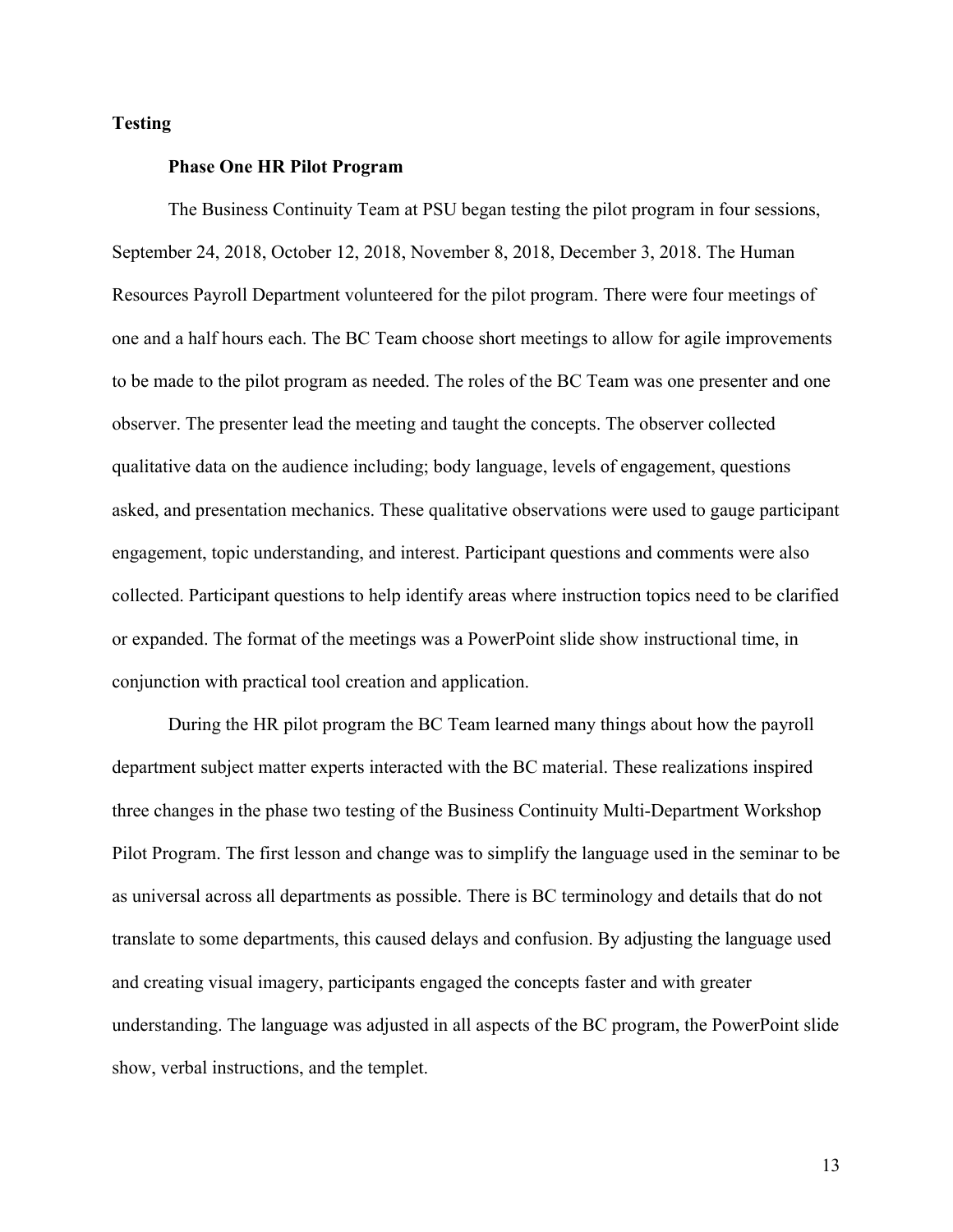## Testing

### Phase One HR Pilot Program

The Business Continuity Team at PSU began testing the pilot program in four sessions, September 24, 2018, October 12, 2018, November 8, 2018, December 3, 2018. The Human Resources Payroll Department volunteered for the pilot program. There were four meetings of one and a half hours each. The BC Team choose short meetings to allow for agile improvements to be made to the pilot program as needed. The roles of the BC Team was one presenter and one observer. The presenter lead the meeting and taught the concepts. The observer collected qualitative data on the audience including; body language, levels of engagement, questions asked, and presentation mechanics. These qualitative observations were used to gauge participant engagement, topic understanding, and interest. Participant questions and comments were also collected. Participant questions to help identify areas where instruction topics need to be clarified or expanded. The format of the meetings was a PowerPoint slide show instructional time, in conjunction with practical tool creation and application.

During the HR pilot program the BC Team learned many things about how the payroll department subject matter experts interacted with the BC material. These realizations inspired three changes in the phase two testing of the Business Continuity Multi-Department Workshop Pilot Program. The first lesson and change was to simplify the language used in the seminar to be as universal across all departments as possible. There is BC terminology and details that do not translate to some departments, this caused delays and confusion. By adjusting the language used and creating visual imagery, participants engaged the concepts faster and with greater understanding. The language was adjusted in all aspects of the BC program, the PowerPoint slide show, verbal instructions, and the templet.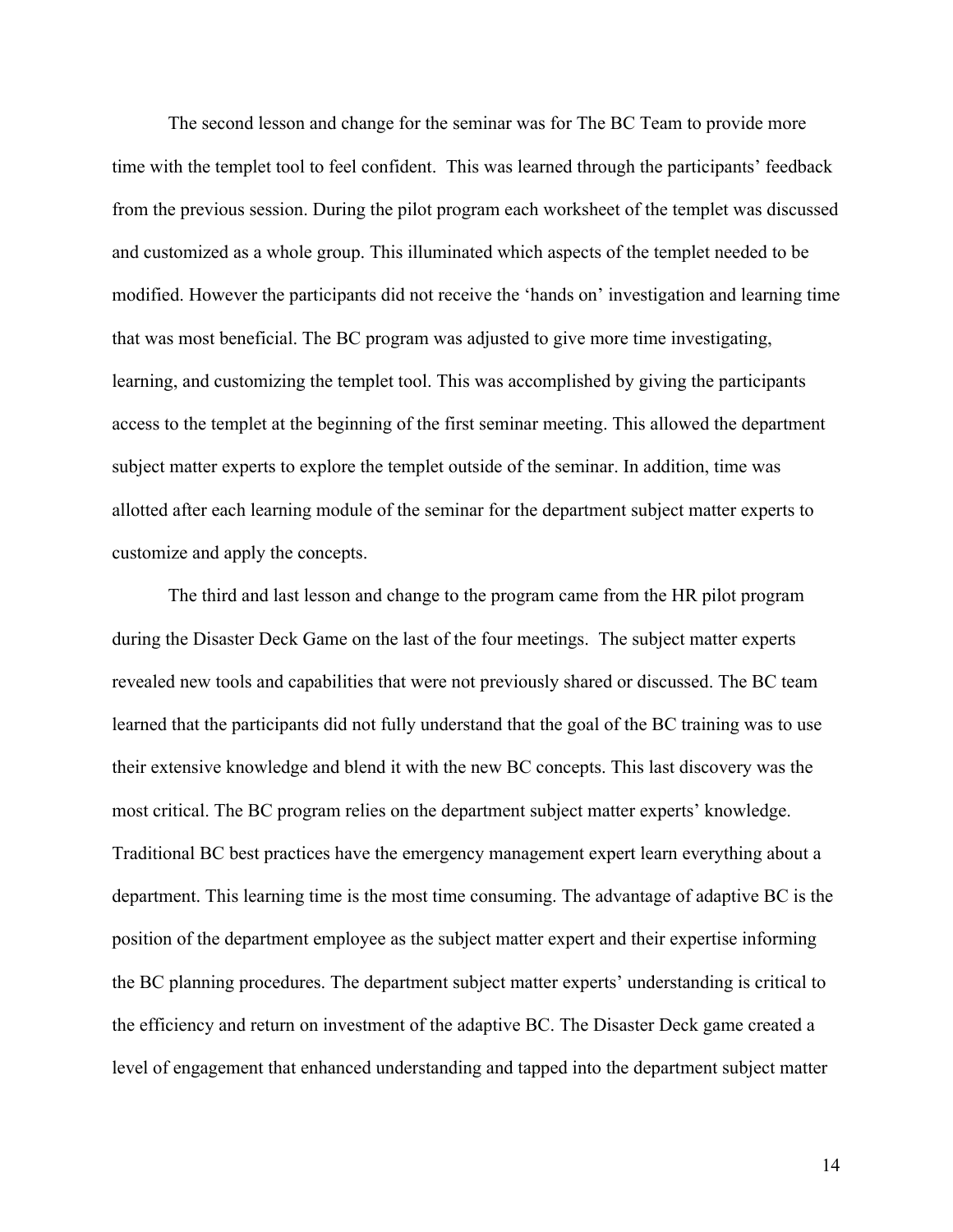The second lesson and change for the seminar was for The BC Team to provide more time with the templet tool to feel confident. This was learned through the participants' feedback from the previous session. During the pilot program each worksheet of the templet was discussed and customized as a whole group. This illuminated which aspects of the templet needed to be modified. However the participants did not receive the 'hands on' investigation and learning time that was most beneficial. The BC program was adjusted to give more time investigating, learning, and customizing the templet tool. This was accomplished by giving the participants access to the templet at the beginning of the first seminar meeting. This allowed the department subject matter experts to explore the templet outside of the seminar. In addition, time was allotted after each learning module of the seminar for the department subject matter experts to customize and apply the concepts.

The third and last lesson and change to the program came from the HR pilot program during the Disaster Deck Game on the last of the four meetings. The subject matter experts revealed new tools and capabilities that were not previously shared or discussed. The BC team learned that the participants did not fully understand that the goal of the BC training was to use their extensive knowledge and blend it with the new BC concepts. This last discovery was the most critical. The BC program relies on the department subject matter experts' knowledge. Traditional BC best practices have the emergency management expert learn everything about a department. This learning time is the most time consuming. The advantage of adaptive BC is the position of the department employee as the subject matter expert and their expertise informing the BC planning procedures. The department subject matter experts' understanding is critical to the efficiency and return on investment of the adaptive BC. The Disaster Deck game created a level of engagement that enhanced understanding and tapped into the department subject matter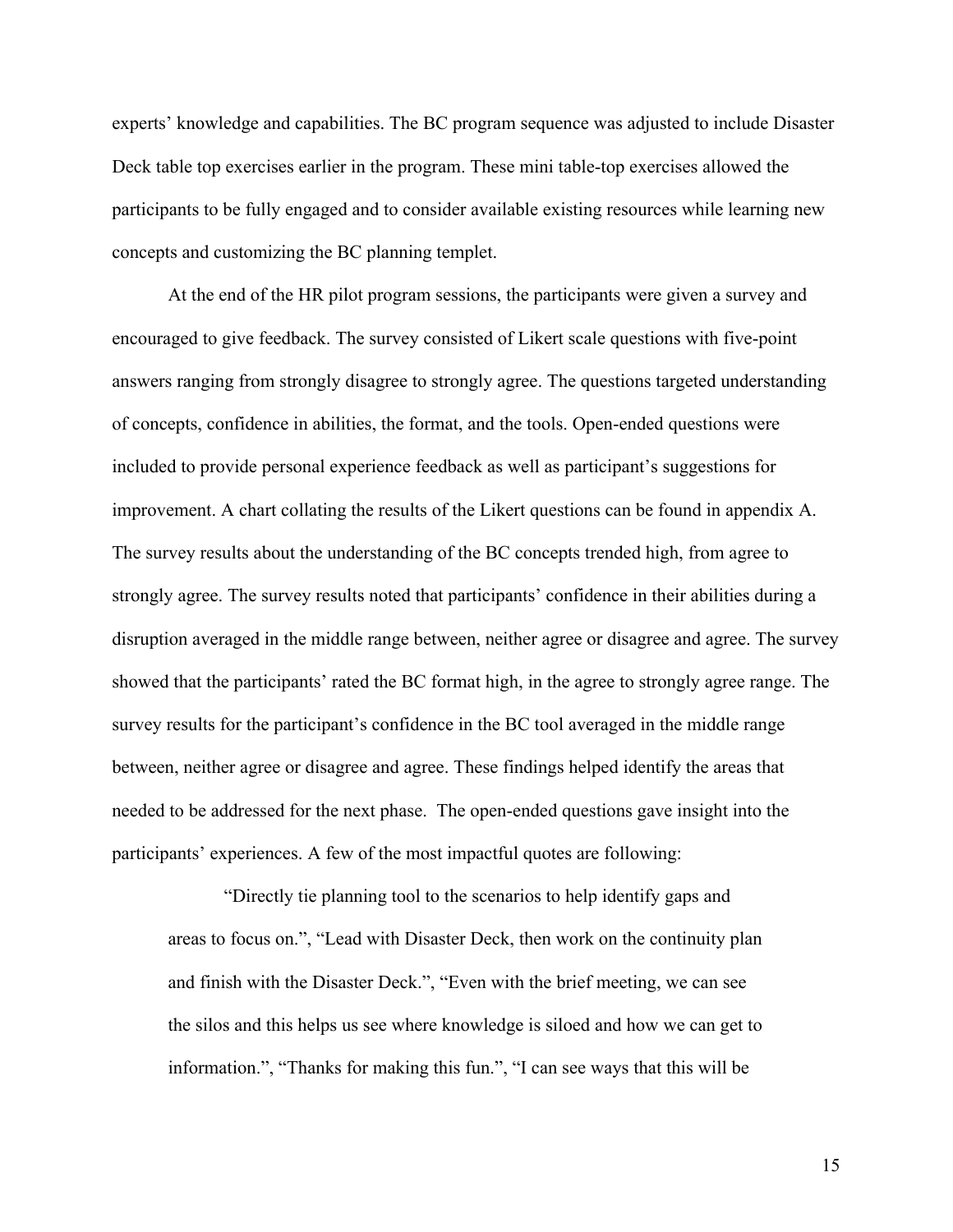experts' knowledge and capabilities. The BC program sequence was adjusted to include Disaster Deck table top exercises earlier in the program. These mini table-top exercises allowed the participants to be fully engaged and to consider available existing resources while learning new concepts and customizing the BC planning templet.

At the end of the HR pilot program sessions, the participants were given a survey and encouraged to give feedback. The survey consisted of Likert scale questions with five-point answers ranging from strongly disagree to strongly agree. The questions targeted understanding of concepts, confidence in abilities, the format, and the tools. Open-ended questions were included to provide personal experience feedback as well as participant's suggestions for improvement. A chart collating the results of the Likert questions can be found in appendix A. The survey results about the understanding of the BC concepts trended high, from agree to strongly agree. The survey results noted that participants' confidence in their abilities during a disruption averaged in the middle range between, neither agree or disagree and agree. The survey showed that the participants' rated the BC format high, in the agree to strongly agree range. The survey results for the participant's confidence in the BC tool averaged in the middle range between, neither agree or disagree and agree. These findings helped identify the areas that needed to be addressed for the next phase. The open-ended questions gave insight into the participants' experiences. A few of the most impactful quotes are following:

> "Directly tie planning tool to the scenarios to help identify gaps and areas to focus on.", "Lead with Disaster Deck, then work on the continuity plan and finish with the Disaster Deck.", "Even with the brief meeting, we can see the silos and this helps us see where knowledge is siloed and how we can get to information.", "Thanks for making this fun.", "I can see ways that this will be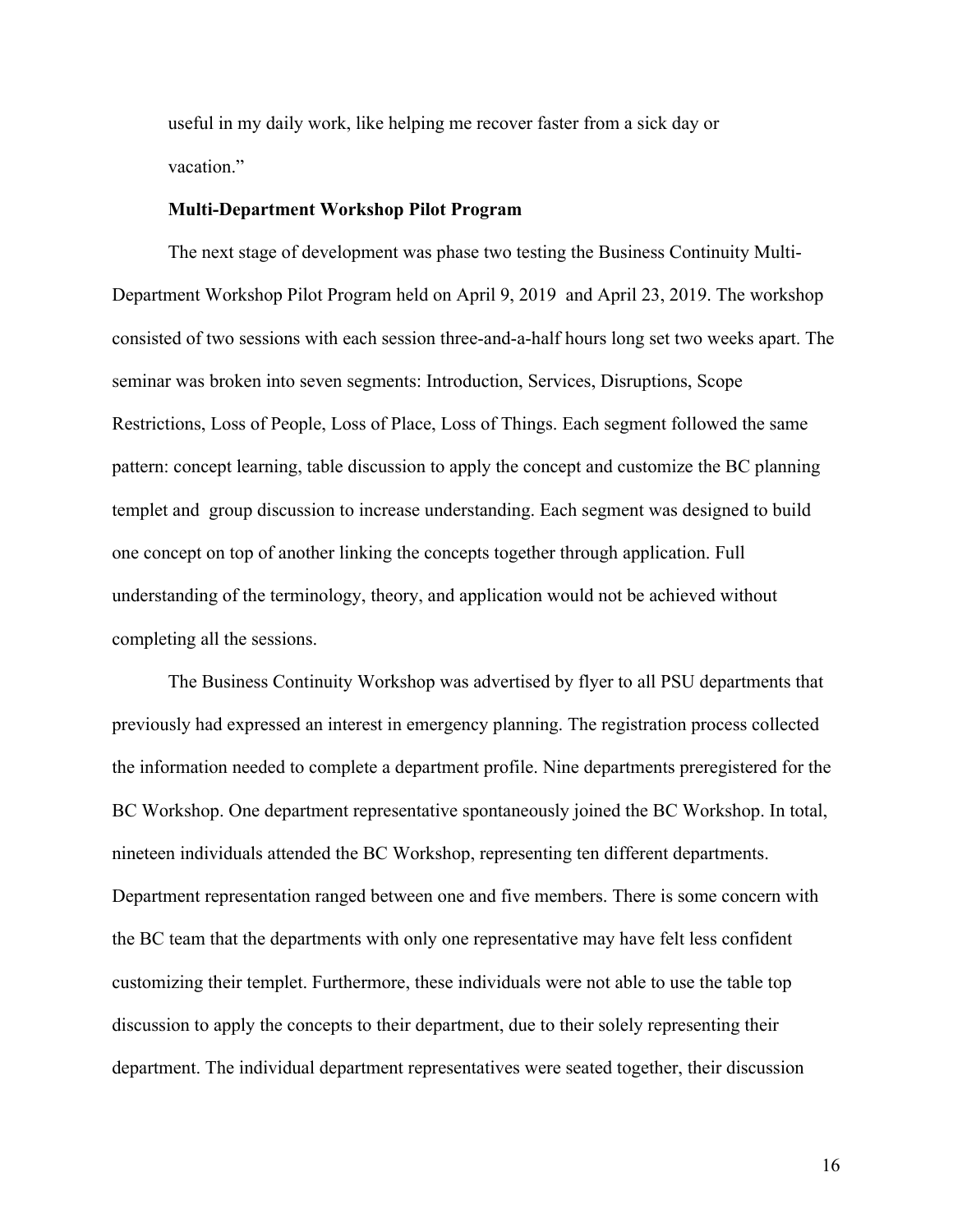useful in my daily work, like helping me recover faster from a sick day or vacation."

**Multi-Department Workshop Pilot Program**

The next stage of development was phase two testing the Business Continuity Multi-Department Workshop Pilot Program held on April 9, 2019 and April 23, 2019. The workshop consisted of two sessions with each session three-and-a-half hours long set two weeks apart. The seminar was broken into seven segments: Introduction, Services, Disruptions, Scope Restrictions, Loss of People, Loss of Place, Loss of Things. Each segment followed the same pattern: concept learning, table discussion to apply the concept and customize the BC planning templet and group discussion to increase understanding. Each segment was designed to build one concept on top of another linking the concepts together through application. Full understanding of the terminology, theory, and application would not be achieved without completing all the sessions.

The Business Continuity Workshop was advertised by flyer to all PSU departments that previously had expressed an interest in emergency planning. The registration process collected the information needed to complete a department profile. Nine departments preregistered for the BC Workshop. One department representative spontaneously joined the BC Workshop. In total, nineteen individuals attended the BC Workshop, representing ten different departments. Department representation ranged between one and five members. There is some concern with the BC team that the departments with only one representative may have felt less confident customizing their templet. Furthermore, these individuals were not able to use the table top discussion to apply the concepts to their department, due to their solely representing their department. The individual department representatives were seated together, their discussion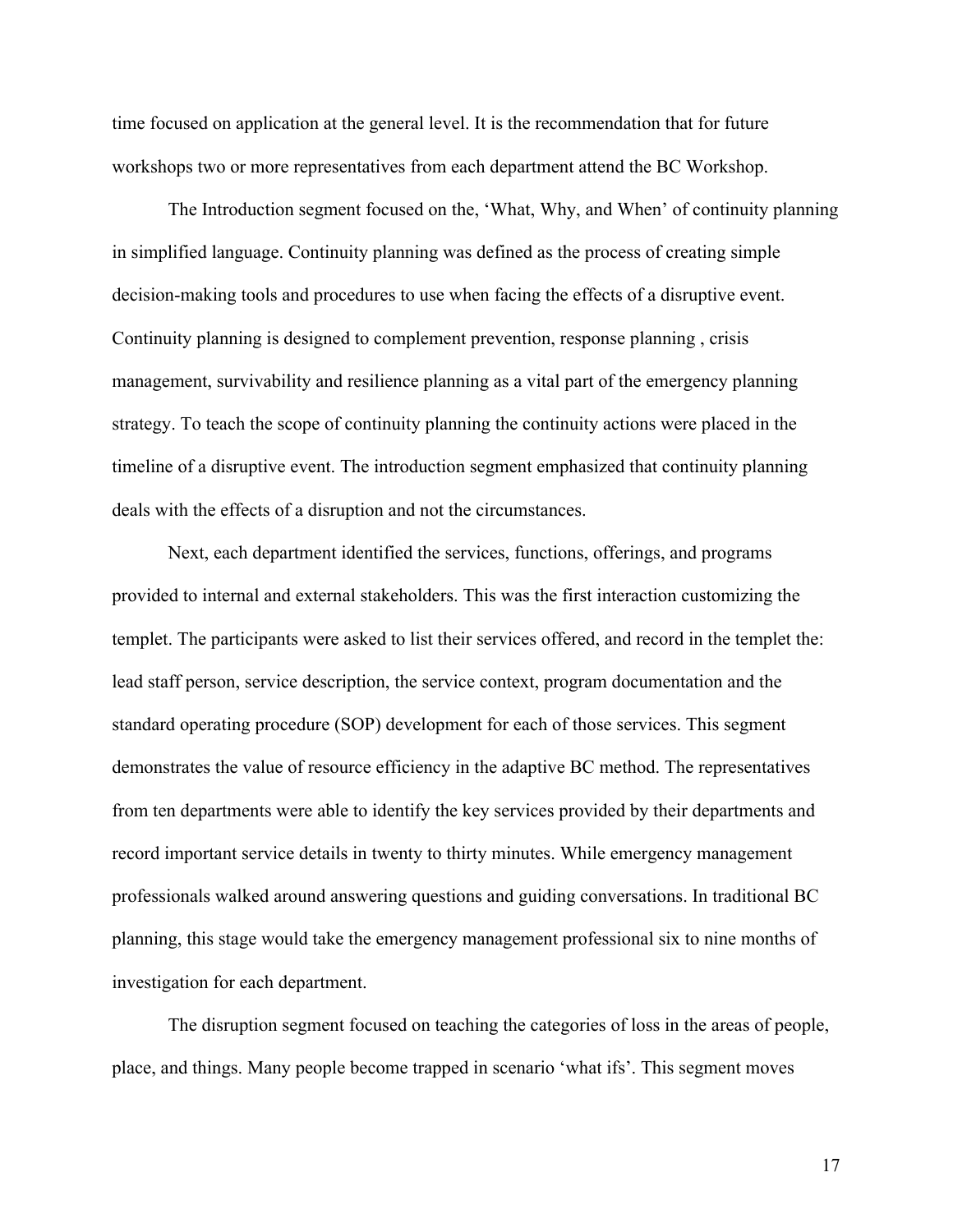time focused on application at the general level. It is the recommendation that for future workshops two or more representatives from each department attend the BC Workshop.

The Introduction segment focused on the, 'What, Why, and When' of continuity planning in simplified language. Continuity planning was defined as the process of creating simple decision-making tools and procedures to use when facing the effects of a disruptive event. Continuity planning is designed to complement prevention, response planning , crisis management, survivability and resilience planning as a vital part of the emergency planning strategy. To teach the scope of continuity planning the continuity actions were placed in the timeline of a disruptive event. The introduction segment emphasized that continuity planning deals with the effects of a disruption and not the circumstances.

Next, each department identified the services, functions, offerings, and programs provided to internal and external stakeholders. This was the first interaction customizing the templet. The participants were asked to list their services offered, and record in the templet the: lead staff person, service description, the service context, program documentation and the standard operating procedure (SOP) development for each of those services. This segment demonstrates the value of resource efficiency in the adaptive BC method. The representatives from ten departments were able to identify the key services provided by their departments and record important service details in twenty to thirty minutes. While emergency management professionals walked around answering questions and guiding conversations. In traditional BC planning, this stage would take the emergency management professional six to nine months of investigation for each department.

The disruption segment focused on teaching the categories of loss in the areas of people, place, and things. Many people become trapped in scenario 'what ifs'. This segment moves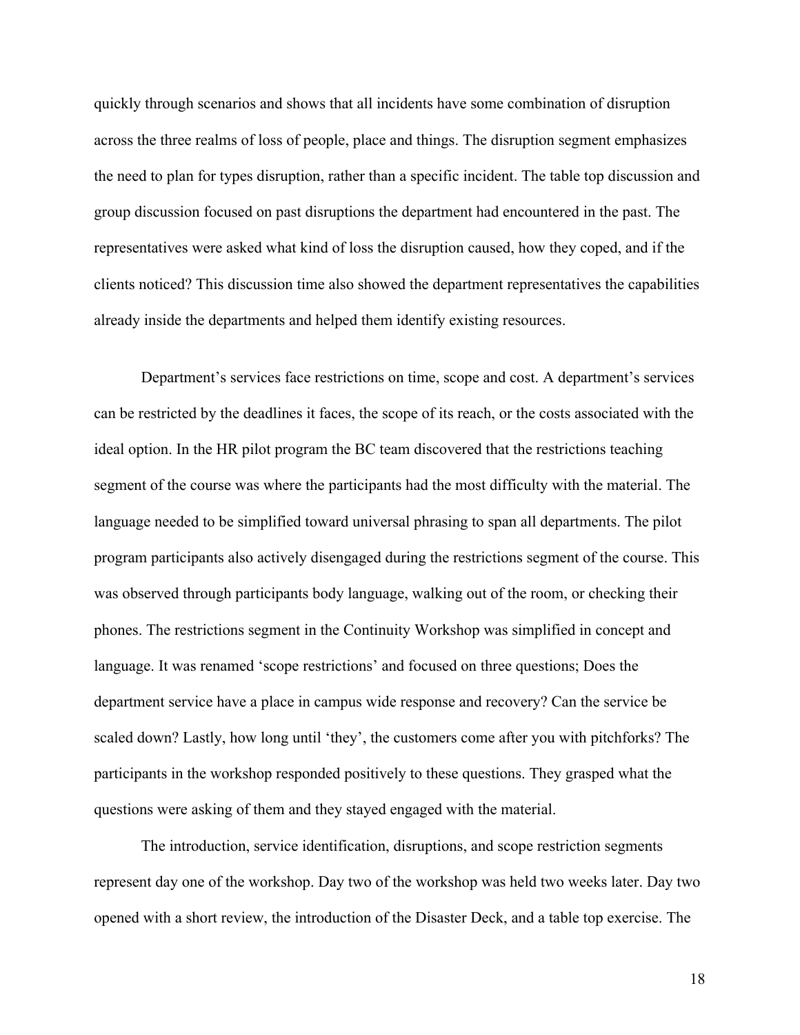quickly through scenarios and shows that all incidents have some combination of disruption across the three realms of loss of people, place and things. The disruption segment emphasizes the need to plan for types disruption, rather than a specific incident. The table top discussion and group discussion focused on past disruptions the department had encountered in the past. The representatives were asked what kind of loss the disruption caused, how they coped, and if the clients noticed? This discussion time also showed the department representatives the capabilities already inside the departments and helped them identify existing resources.

Department's services face restrictions on time, scope and cost. A department's services can be restricted by the deadlines it faces, the scope of its reach, or the costs associated with the ideal option. In the HR pilot program the BC team discovered that the restrictions teaching segment of the course was where the participants had the most difficulty with the material. The language needed to be simplified toward universal phrasing to span all departments. The pilot program participants also actively disengaged during the restrictions segment of the course. This was observed through participants body language, walking out of the room, or checking their phones. The restrictions segment in the Continuity Workshop was simplified in concept and language. It was renamed 'scope restrictions' and focused on three questions; Does the department service have a place in campus wide response and recovery? Can the service be scaled down? Lastly, how long until 'they', the customers come after you with pitchforks? The participants in the workshop responded positively to these questions. They grasped what the questions were asking of them and they stayed engaged with the material.

The introduction, service identification, disruptions, and scope restriction segments represent day one of the workshop. Day two of the workshop was held two weeks later. Day two opened with a short review, the introduction of the Disaster Deck, and a table top exercise. The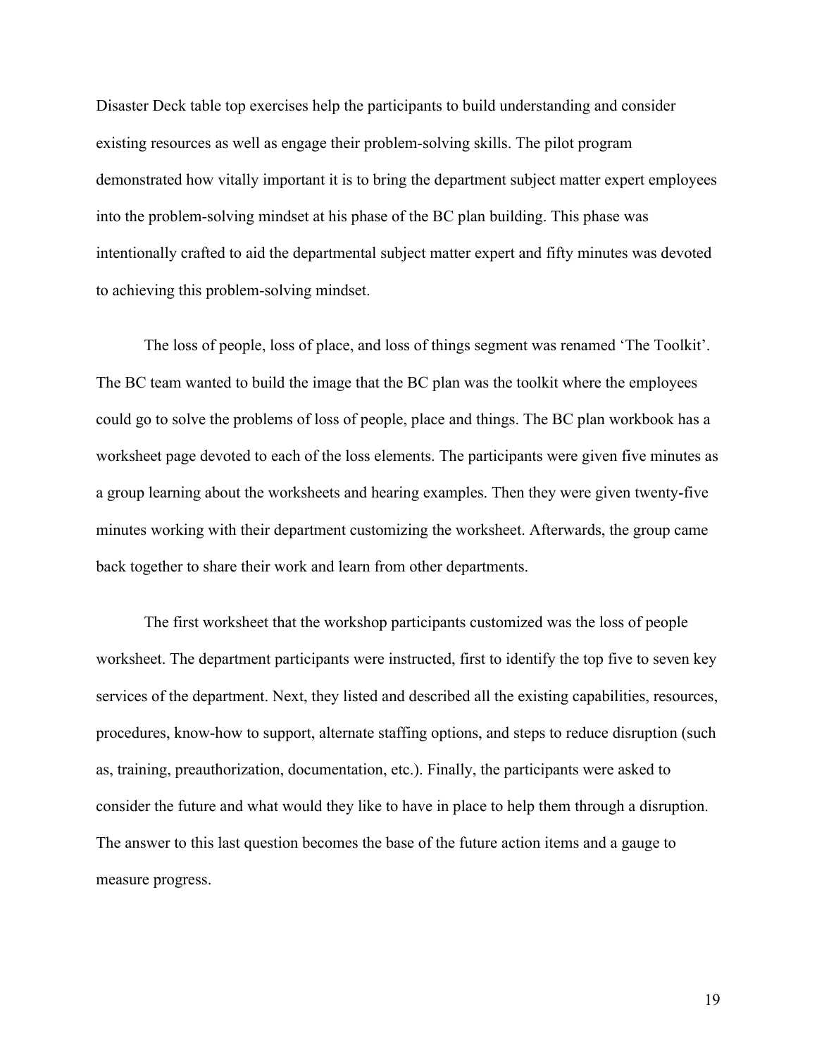Disaster Deck table top exercises help the participants to build understanding and consider existing resources as well as engage their problem-solving skills. The pilot program demonstrated how vitally important it is to bring the department subject matter expert employees into the problem-solving mindset at his phase of the BC plan building. This phase was intentionally crafted to aid the departmental subject matter expert and fifty minutes was devoted to achieving this problem-solving mindset.

The loss of people, loss of place, and loss of things segment was renamed 'The Toolkit'. The BC team wanted to build the image that the BC plan was the toolkit where the employees could go to solve the problems of loss of people, place and things. The BC plan workbook has a worksheet page devoted to each of the loss elements. The participants were given five minutes as a group learning about the worksheets and hearing examples. Then they were given twenty-five minutes working with their department customizing the worksheet. Afterwards, the group came back together to share their work and learn from other departments.

The first worksheet that the workshop participants customized was the loss of people worksheet. The department participants were instructed, first to identify the top five to seven key services of the department. Next, they listed and described all the existing capabilities, resources, procedures, know-how to support, alternate staffing options, and steps to reduce disruption (such as, training, preauthorization, documentation, etc.). Finally, the participants were asked to consider the future and what would they like to have in place to help them through a disruption. The answer to this last question becomes the base of the future action items and a gauge to measure progress.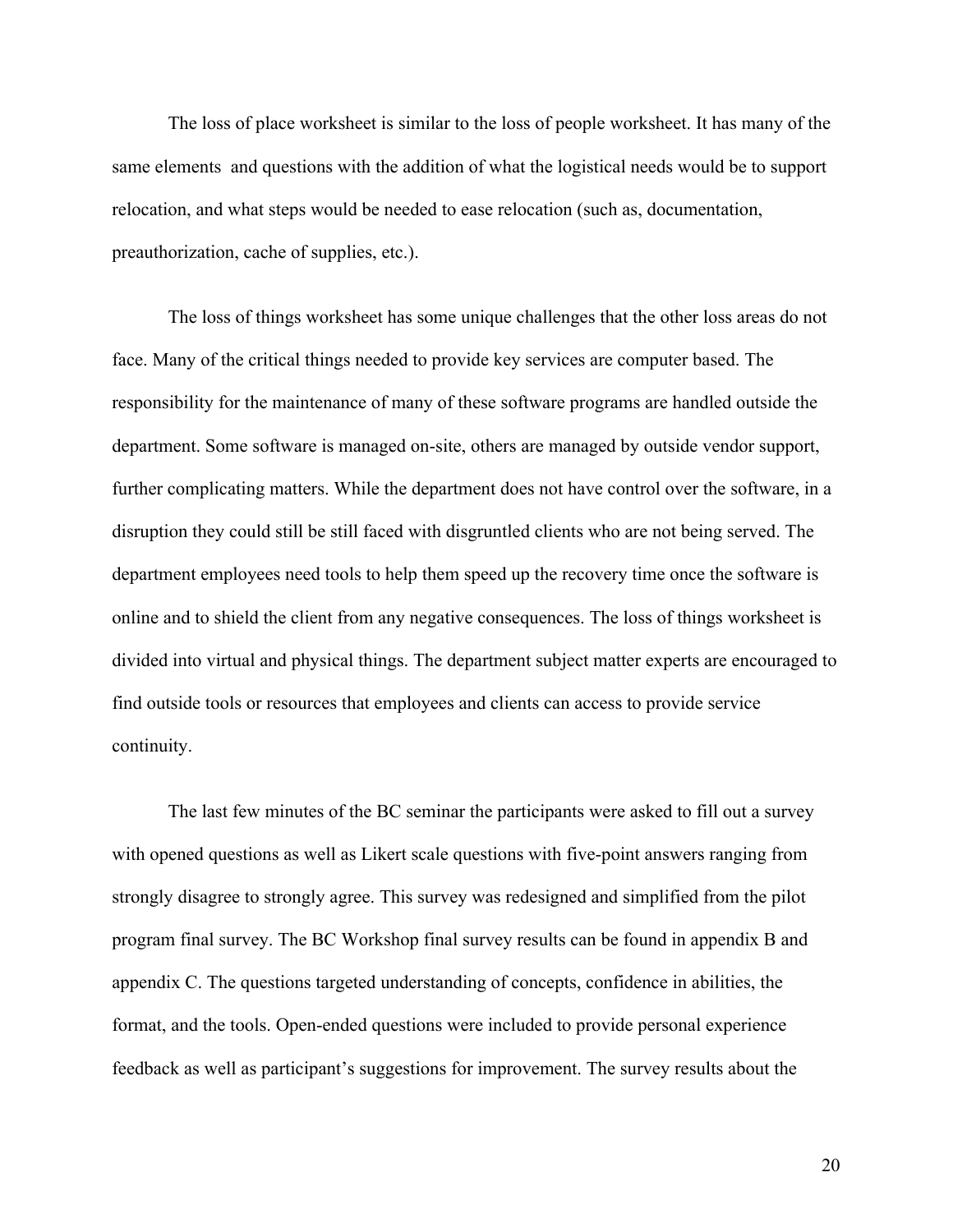The loss of place worksheet is similar to the loss of people worksheet. It has many of the same elements  and questions with the addition of what the logistical needs would be to support relocation, and what steps would be needed to ease relocation (such as, documentation, preauthorization, cache of supplies, etc.).

The loss of things worksheet has some unique challenges that the other loss areas do not face. Many of the critical things needed to provide key services are computer based. The responsibility for the maintenance of many of these software programs are handled outside the department. Some software is managed on-site, others are managed by outside vendor support, further complicating matters. While the department does not have control over the software, in a disruption they could still be still faced with disgruntled clients who are not being served. The department employees need tools to help them speed up the recovery time once the software is online and to shield the client from any negative consequences. The loss of things worksheet is divided into virtual and physical things. The department subject matter experts are encouraged to find outside tools or resources that employees and clients can access to provide service continuity.

The last few minutes of the BC seminar the participants were asked to fill out a survey with opened questions as well as Likert scale questions with five-point answers ranging from strongly disagree to strongly agree. This survey was redesigned and simplified from the pilot program final survey. The BC Workshop final survey results can be found in appendix B and appendix C. The questions targeted understanding of concepts, confidence in abilities, the format, and the tools. Open-ended questions were included to provide personal experience feedback as well as participant's suggestions for improvement. The survey results about the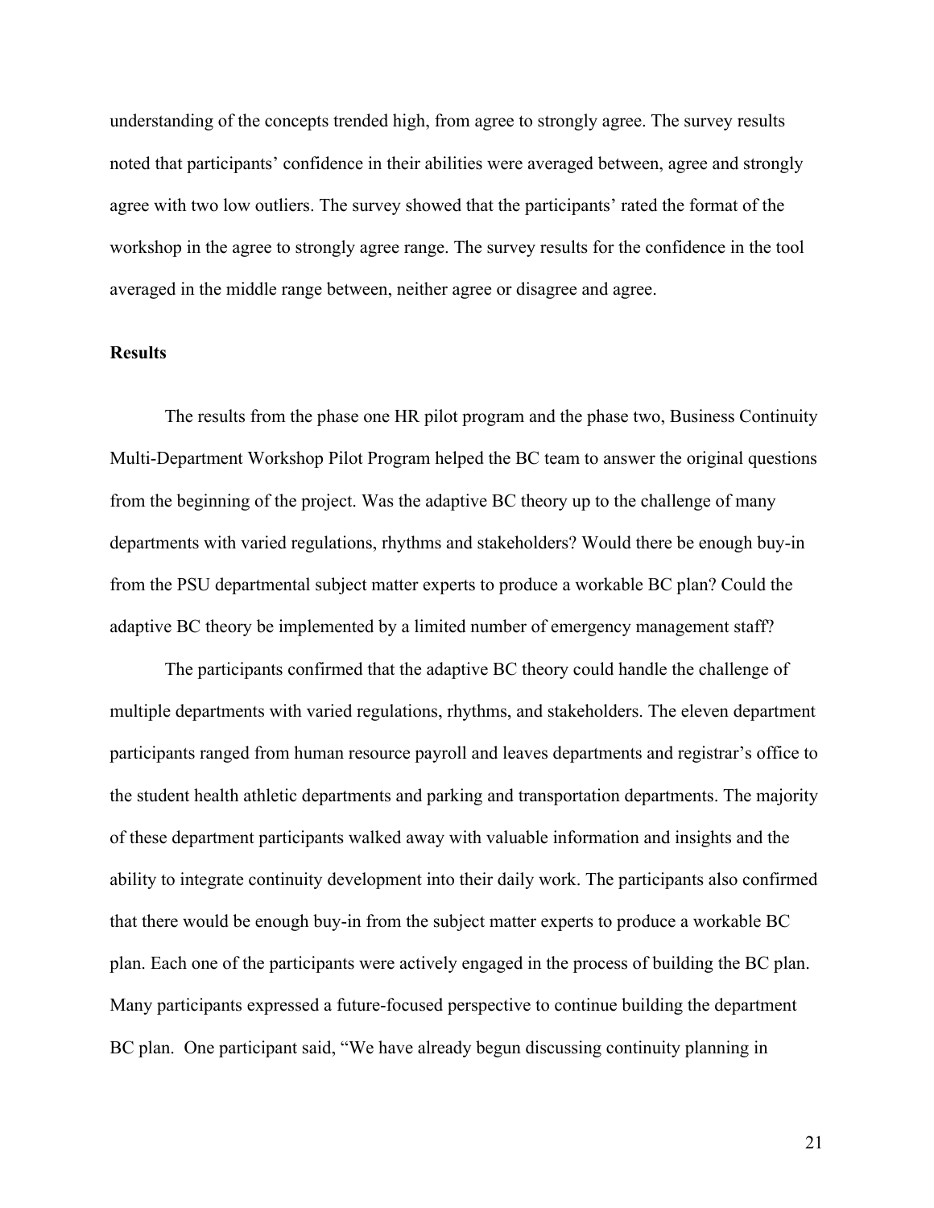understanding of the concepts trended high, from agree to strongly agree. The survey results noted that participants' confidence in their abilities were averaged between, agree and strongly agree with two low outliers. The survey showed that the participants' rated the format of the workshop in the agree to strongly agree range. The survey results for the confidence in the tool averaged in the middle range between, neither agree or disagree and agree.

**Results**

The results from the phase one HR pilot program and the phase two, Business Continuity Multi-Department Workshop Pilot Program helped the BC team to answer the original questions from the beginning of the project. Was the adaptive BC theory up to the challenge of many departments with varied regulations, rhythms and stakeholders? Would there be enough buy-in from the PSU departmental subject matter experts to produce a workable BC plan? Could the adaptive BC theory be implemented by a limited number of emergency management staff?

The participants confirmed that the adaptive BC theory could handle the challenge of multiple departments with varied regulations, rhythms, and stakeholders. The eleven department participants ranged from human resource payroll and leaves departments and registrar's office to the student health athletic departments and parking and transportation departments. The majority of these department participants walked away with valuable information and insights and the ability to integrate continuity development into their daily work. The participants also confirmed that there would be enough buy-in from the subject matter experts to produce a workable BC plan. Each one of the participants were actively engaged in the process of building the BC plan. Many participants expressed a future-focused perspective to continue building the department BC plan. One participant said, "We have already begun discussing continuity planning in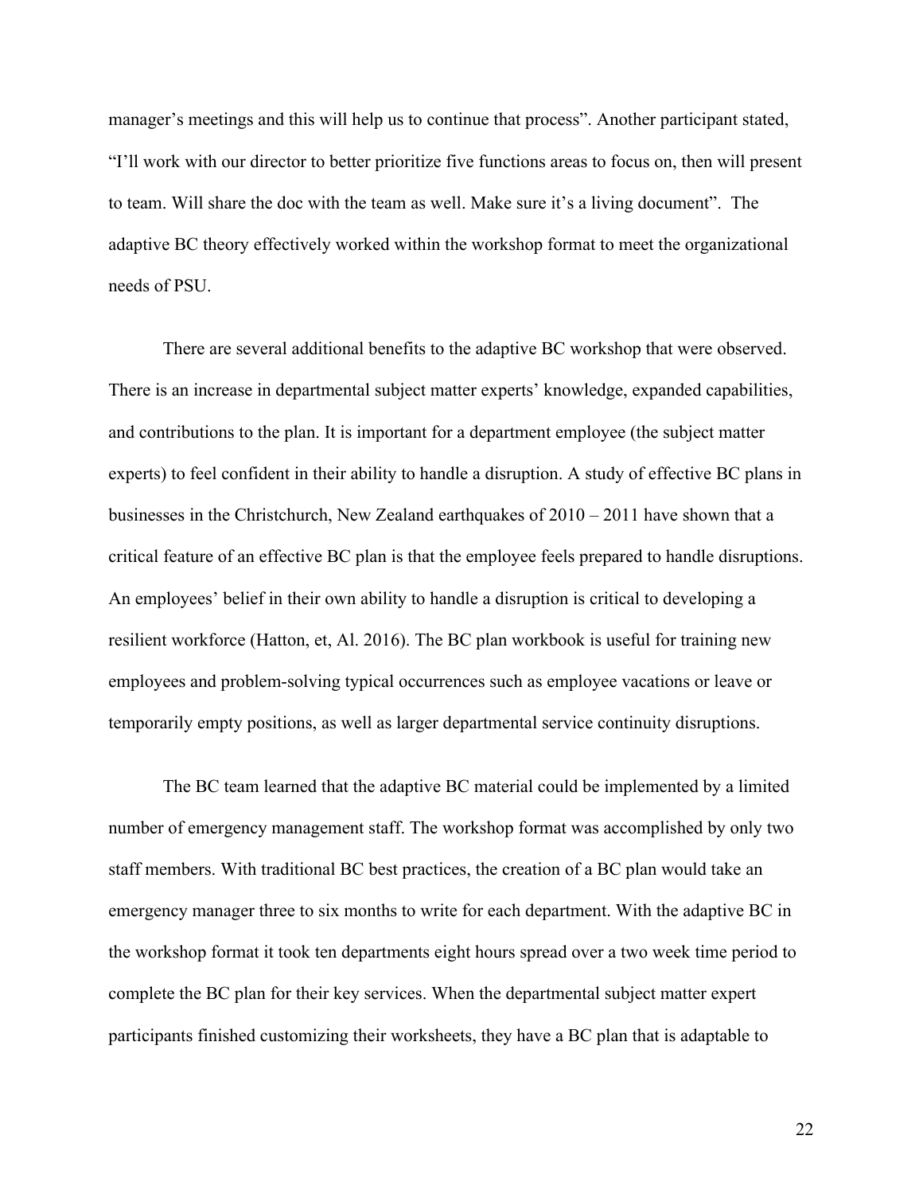manager's meetings and this will help us to continue that process". Another participant stated, "I'll work with our director to better prioritize five functions areas to focus on, then will present to team. Will share the doc with the team as well. Make sure it's a living document". The adaptive BC theory effectively worked within the workshop format to meet the organizational needs of PSU.

There are several additional benefits to the adaptive BC workshop that were observed. There is an increase in departmental subject matter experts' knowledge, expanded capabilities, and contributions to the plan. It is important for a department employee (the subject matter experts) to feel confident in their ability to handle a disruption. A study of effective BC plans in businesses in the Christchurch, New Zealand earthquakes of 2010 – 2011 have shown that a critical feature of an effective BC plan is that the employee feels prepared to handle disruptions. An employees' belief in their own ability to handle a disruption is critical to developing a resilient workforce (Hatton, et, Al. 2016). The BC plan workbook is useful for training new employees and problem-solving typical occurrences such as employee vacations or leave or temporarily empty positions, as well as larger departmental service continuity disruptions.

The BC team learned that the adaptive BC material could be implemented by a limited number of emergency management staff. The workshop format was accomplished by only two staff members. With traditional BC best practices, the creation of a BC plan would take an emergency manager three to six months to write for each department. With the adaptive BC in the workshop format it took ten departments eight hours spread over a two week time period to complete the BC plan for their key services. When the departmental subject matter expert participants finished customizing their worksheets, they have a BC plan that is adaptable to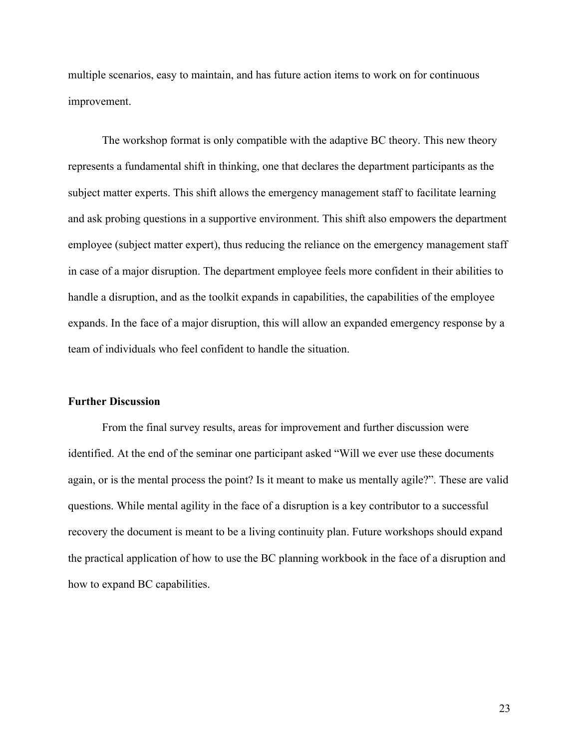multiple scenarios, easy to maintain, and has future action items to work on for continuous improvement.

The workshop format is only compatible with the adaptive BC theory. This new theory represents a fundamental shift in thinking, one that declares the department participants as the subject matter experts. This shift allows the emergency management staff to facilitate learning and ask probing questions in a supportive environment. This shift also empowers the department employee (subject matter expert), thus reducing the reliance on the emergency management staff in case of a major disruption. The department employee feels more confident in their abilities to handle a disruption, and as the toolkit expands in capabilities, the capabilities of the employee expands. In the face of a major disruption, this will allow an expanded emergency response by a team of individuals who feel confident to handle the situation.

### Further Discussion

From the final survey results, areas for improvement and further discussion were identified. At the end of the seminar one participant asked "Will we ever use these documents again, or is the mental process the point? Is it meant to make us mentally agile?". These are valid questions. While mental agility in the face of a disruption is a key contributor to a successful recovery the document is meant to be a living continuity plan. Future workshops should expand the practical application of how to use the BC planning workbook in the face of a disruption and how to expand BC capabilities.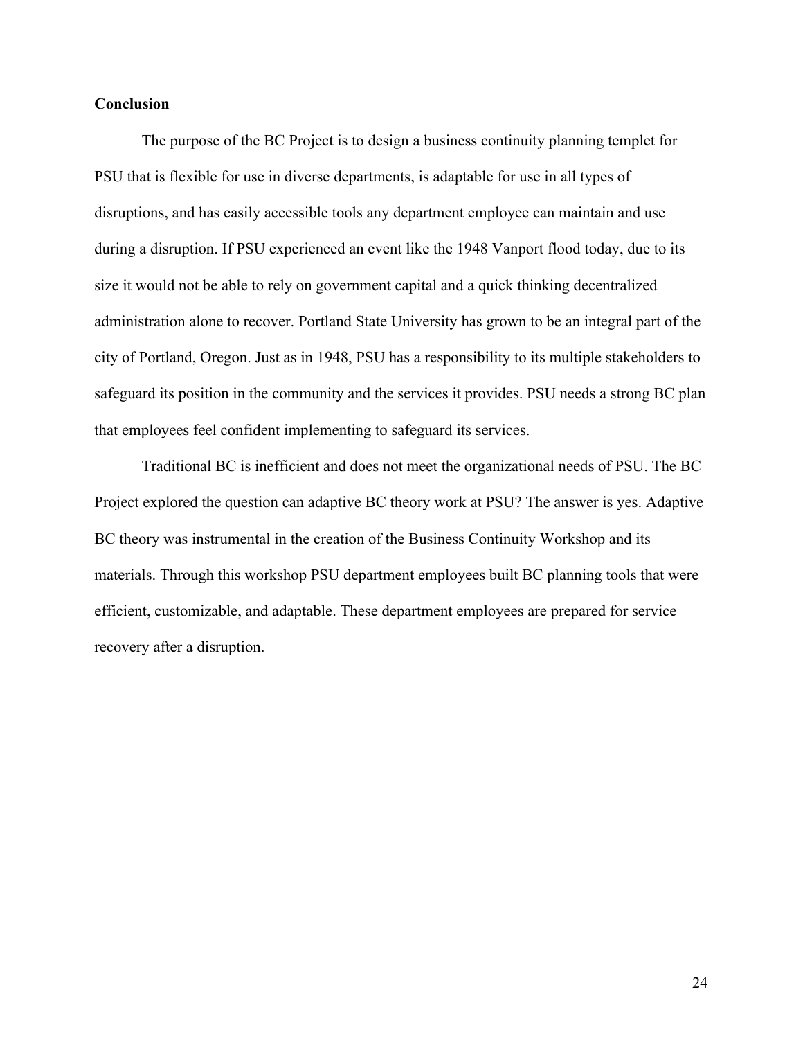**Conclusion**

The purpose of the BC Project is to design a business continuity planning templet for PSU that is flexible for use in diverse departments, is adaptable for use in all types of disruptions, and has easily accessible tools any department employee can maintain and use during a disruption. If PSU experienced an event like the 1948 Vanport flood today, due to its size it would not be able to rely on government capital and a quick thinking decentralized administration alone to recover. Portland State University has grown to be an integral part of the city of Portland, Oregon. Just as in 1948, PSU has a responsibility to its multiple stakeholders to safeguard its position in the community and the services it provides. PSU needs a strong BC plan that employees feel confident implementing to safeguard its services.

Traditional BC is inefficient and does not meet the organizational needs of PSU. The BC Project explored the question can adaptive BC theory work at PSU? The answer is yes. Adaptive BC theory was instrumental in the creation of the Business Continuity Workshop and its materials. Through this workshop PSU department employees built BC planning tools that were efficient, customizable, and adaptable. These department employees are prepared for service recovery after a disruption.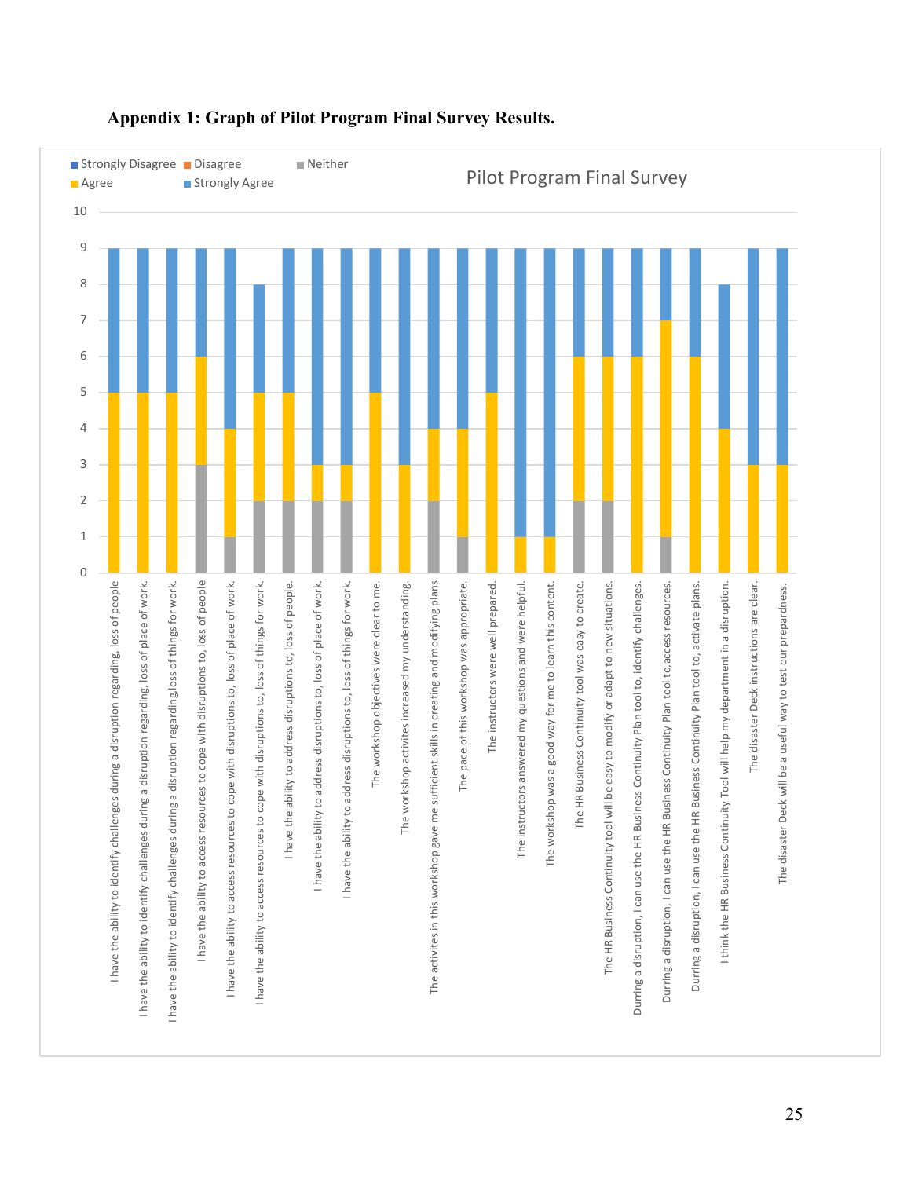**Appendix 1: Graph of Pilot Program Final Survey Results.**

Pilot Program Final Survey

Legend: Strongly Disagree, Disagree, Neither, Agree, Strongly Agree

Values below are approximate readings from the stacked bar chart (y-axis 0–10); no bar showed any Strongly Disagree or Disagree responses.

| Survey item | Neither | Agree | Strongly Agree |
|---|---|---|---|
| I have the ability to identify challenges during a disruption regarding, loss of people | 0 | 5 | 4 |
| I have the ability to identify challenges during a disruption regarding, loss of place of work. | 0 | 5 | 4 |
| I have the ability to identify challenges during a disruption regarding,loss of things for work. | 0 | 5 | 4 |
| I have the ability to access resources to cope with disruptions to, loss of people | 3 | 3 | 3 |
| I have the ability to access resources to cope with disruptions to, loss of place of work. | 1 | 3 | 5 |
| I have the ability to access resources to cope with disruptions to, loss of things for work. | 2 | 3 | 3 |
| I have the ability to address disruptions to, loss of people. | 2 | 3 | 4 |
| I have the ability to address disruptions to, loss of place of work. | 2 | 1 | 6 |
| I have the ability to address disruptions to, loss of things for work. | 2 | 1 | 6 |
| The workshop objectives were clear to me. | 0 | 5 | 4 |
| The workshop activites increased my understanding. | 0 | 3 | 6 |
| The activites in this workshop gave me sufficient skills in creating and modifying plans | 2 | 2 | 5 |
| The pace of this workshop was appropriate. | 1 | 3 | 5 |
| The instructors were well prepared. | 0 | 5 | 4 |
| The instructors answered my questions and were helpful. | 0 | 1 | 8 |
| The workshop was a good way for me to learn this content. | 0 | 1 | 8 |
| The HR Business Continuity tool was easy to create. | 2 | 4 | 3 |
| The HR Business Continuity tool will be easy to modify or adapt to new situations. | 2 | 4 | 3 |
| During a disruption, I can use the HR Business Continuity Plan tool to, identify challenges. | 0 | 6 | 3 |
| During a disruption, I can use the HR Business Continuity Plan tool to,access resources. | 1 | 6 | 2 |
| During a disruption, I can use the HR Business Continuity Plan tool to, activate plans. | 0 | 6 | 3 |
| I think the HR Business Continuity Tool will help my department in a disruption. | 0 | 4 | 4 |
| The disaster Deck instructions are clear. | 0 | 3 | 6 |
| The disaster Deck will be a useful way to test our preparedness. | 0 | 3 | 6 |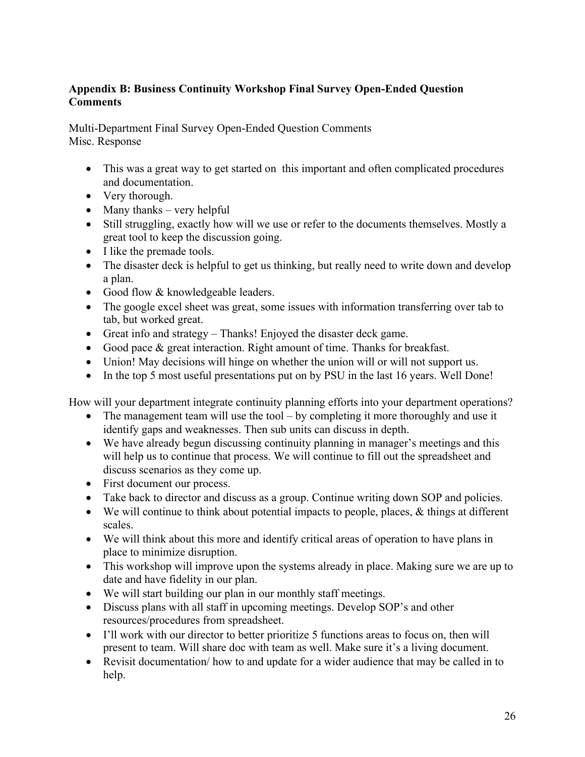**Appendix B: Business Continuity Workshop Final Survey Open-Ended Question Comments**

Multi-Department Final Survey Open-Ended Question Comments
Misc. Response

- This was a great way to get started on this important and often complicated procedures and documentation.
- Very thorough.
- Many thanks – very helpful
- Still struggling, exactly how will we use or refer to the documents themselves. Mostly a great tool to keep the discussion going.
- I like the premade tools.
- The disaster deck is helpful to get us thinking, but really need to write down and develop a plan.
- Good flow & knowledgeable leaders.
- The google excel sheet was great, some issues with information transferring over tab to tab, but worked great.
- Great info and strategy – Thanks! Enjoyed the disaster deck game.
- Good pace & great interaction. Right amount of time. Thanks for breakfast.
- Union! May decisions will hinge on whether the union will or will not support us.
- In the top 5 most useful presentations put on by PSU in the last 16 years. Well Done!

How will your department integrate continuity planning efforts into your department operations?

- The management team will use the tool – by completing it more thoroughly and use it identify gaps and weaknesses. Then sub units can discuss in depth.
- We have already begun discussing continuity planning in manager's meetings and this will help us to continue that process. We will continue to fill out the spreadsheet and discuss scenarios as they come up.
- First document our process.
- Take back to director and discuss as a group. Continue writing down SOP and policies.
- We will continue to think about potential impacts to people, places, & things at different scales.
- We will think about this more and identify critical areas of operation to have plans in place to minimize disruption.
- This workshop will improve upon the systems already in place. Making sure we are up to date and have fidelity in our plan.
- We will start building our plan in our monthly staff meetings.
- Discuss plans with all staff in upcoming meetings. Develop SOP's and other resources/procedures from spreadsheet.
- I'll work with our director to better prioritize 5 functions areas to focus on, then will present to team. Will share doc with team as well. Make sure it's a living document.
- Revisit documentation/ how to and update for a wider audience that may be called in to help.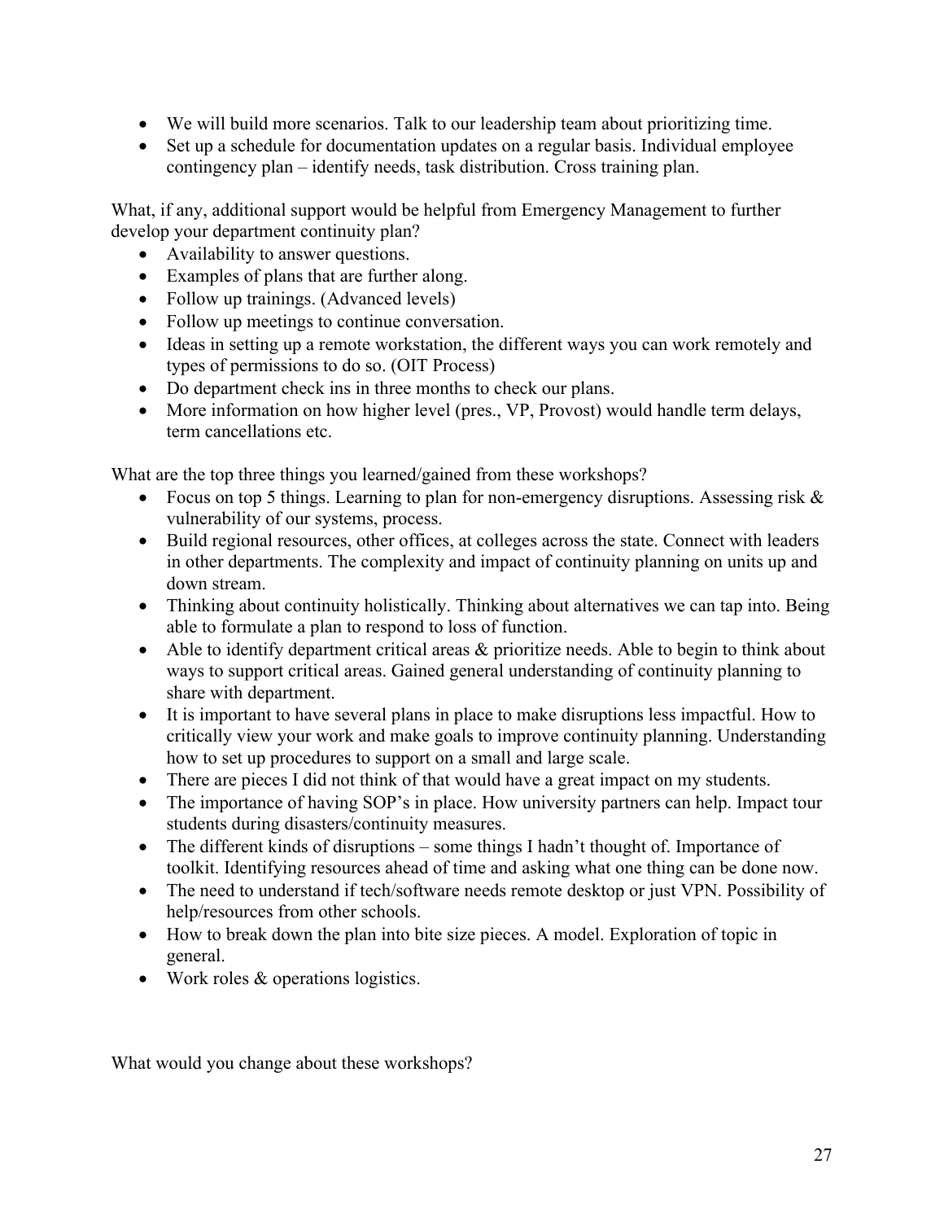- We will build more scenarios. Talk to our leadership team about prioritizing time.
- Set up a schedule for documentation updates on a regular basis. Individual employee contingency plan – identify needs, task distribution. Cross training plan.

What, if any, additional support would be helpful from Emergency Management to further develop your department continuity plan?

- Availability to answer questions.
- Examples of plans that are further along.
- Follow up trainings. (Advanced levels)
- Follow up meetings to continue conversation.
- Ideas in setting up a remote workstation, the different ways you can work remotely and types of permissions to do so. (OIT Process)
- Do department check ins in three months to check our plans.
- More information on how higher level (pres., VP, Provost) would handle term delays, term cancellations etc.

What are the top three things you learned/gained from these workshops?

- Focus on top 5 things. Learning to plan for non-emergency disruptions. Assessing risk & vulnerability of our systems, process.
- Build regional resources, other offices, at colleges across the state. Connect with leaders in other departments. The complexity and impact of continuity planning on units up and down stream.
- Thinking about continuity holistically. Thinking about alternatives we can tap into. Being able to formulate a plan to respond to loss of function.
- Able to identify department critical areas & prioritize needs. Able to begin to think about ways to support critical areas. Gained general understanding of continuity planning to share with department.
- It is important to have several plans in place to make disruptions less impactful. How to critically view your work and make goals to improve continuity planning. Understanding how to set up procedures to support on a small and large scale.
- There are pieces I did not think of that would have a great impact on my students.
- The importance of having SOP's in place. How university partners can help. Impact tour students during disasters/continuity measures.
- The different kinds of disruptions – some things I hadn't thought of. Importance of toolkit. Identifying resources ahead of time and asking what one thing can be done now.
- The need to understand if tech/software needs remote desktop or just VPN. Possibility of help/resources from other schools.
- How to break down the plan into bite size pieces. A model. Exploration of topic in general.
- Work roles & operations logistics.

What would you change about these workshops?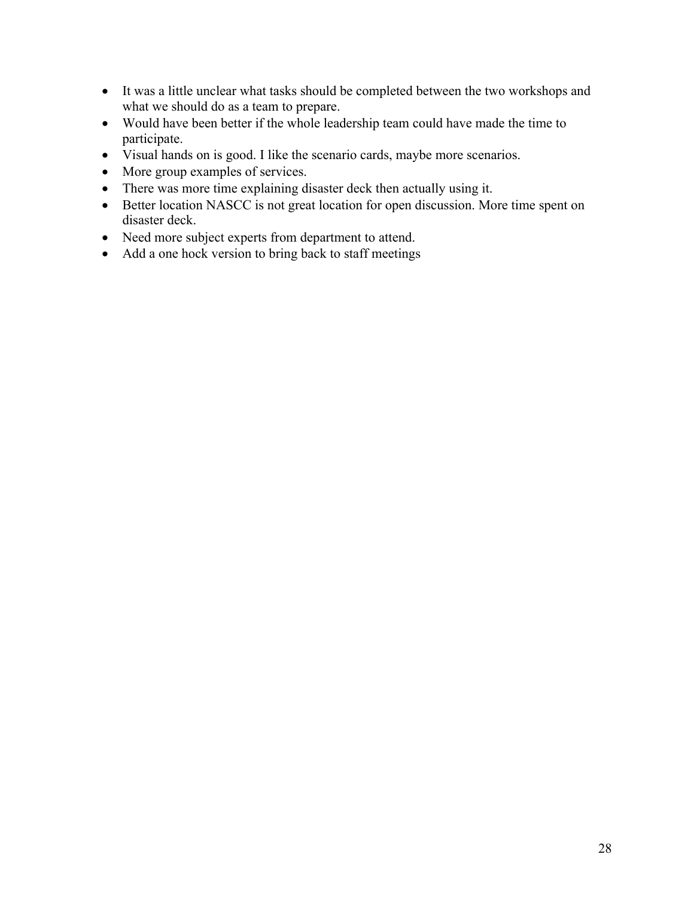- It was a little unclear what tasks should be completed between the two workshops and what we should do as a team to prepare.
- Would have been better if the whole leadership team could have made the time to participate.
- Visual hands on is good. I like the scenario cards, maybe more scenarios.
- More group examples of services.
- There was more time explaining disaster deck then actually using it.
- Better location NASCC is not great location for open discussion. More time spent on disaster deck.
- Need more subject experts from department to attend.
- Add a one hock version to bring back to staff meetings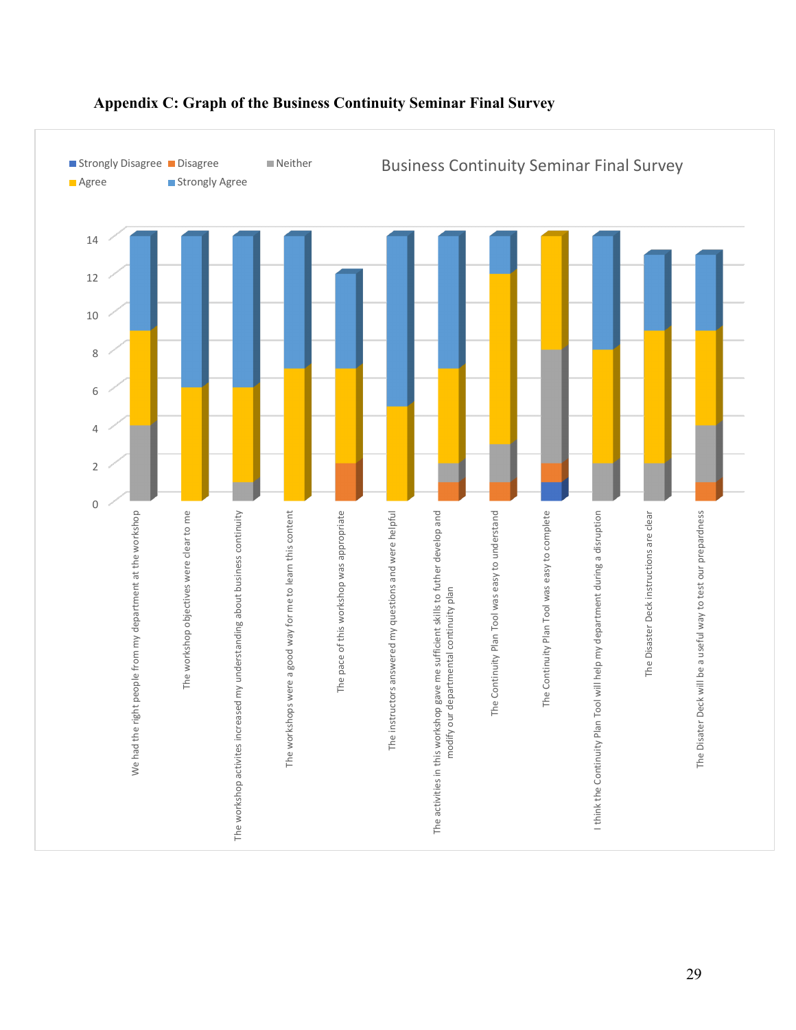**Appendix C: Graph of the Business Continuity Seminar Final Survey**

Business Continuity Seminar Final Survey

Legend: Strongly Disagree, Disagree, Neither, Agree, Strongly Agree

| Statement | Strongly Disagree | Disagree | Neither | Agree | Strongly Agree |
|---|---|---|---|---|---|
| We had the right people from my department at the workshop | 0 | 0 | 4 | 5 | 5 |
| The workshop objectives were clear to me | 0 | 0 | 0 | 6 | 8 |
| The workshop activites increased my understanding about business continuity | 0 | 0 | 1 | 5 | 8 |
| The workshops were a good way for me to learn this content | 0 | 0 | 0 | 7 | 7 |
| The pace of this workshop was appropriate | 0 | 2 | 0 | 5 | 5 |
| The instructors answered my questions and were helpful | 0 | 0 | 0 | 5 | 9 |
| The activities in this workshop gave me sufficient skills to futher develop and modify our departmental continuity plan | 0 | 1 | 1 | 5 | 7 |
| The Continuity Plan Tool was easy to understand | 0 | 1 | 2 | 9 | 2 |
| The Continuity Plan Tool was easy to complete | 1 | 1 | 6 | 6 | 0 |
| I think the Continuity Plan Tool will help my department during a disruption | 0 | 0 | 2 | 6 | 6 |
| The Disaster Deck instructions are clear | 0 | 0 | 2 | 7 | 4 |
| The Disater Deck will be a useful way to test our preparedness | 0 | 1 | 3 | 5 | 4 |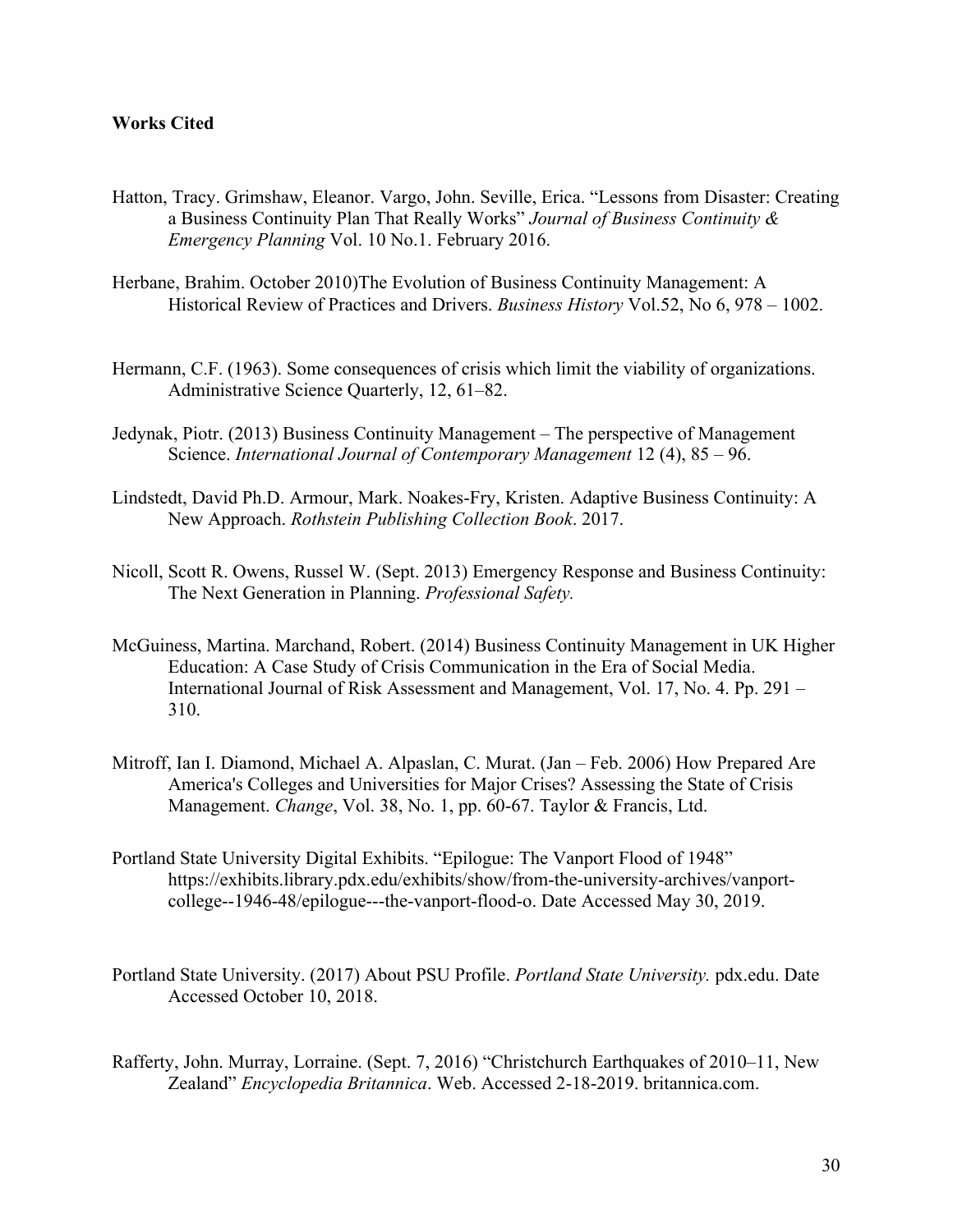**Works Cited**

Hatton, Tracy. Grimshaw, Eleanor. Vargo, John. Seville, Erica. "Lessons from Disaster: Creating a Business Continuity Plan That Really Works" *Journal of Business Continuity & Emergency Planning* Vol. 10 No.1. February 2016.

Herbane, Brahim. October 2010)The Evolution of Business Continuity Management: A Historical Review of Practices and Drivers. *Business History* Vol.52, No 6, 978 – 1002.

Hermann, C.F. (1963). Some consequences of crisis which limit the viability of organizations. Administrative Science Quarterly, 12, 61–82.

Jedynak, Piotr. (2013) Business Continuity Management – The perspective of Management Science. *International Journal of Contemporary Management* 12 (4), 85 – 96.

Lindstedt, David Ph.D. Armour, Mark. Noakes-Fry, Kristen. Adaptive Business Continuity: A New Approach. *Rothstein Publishing Collection Book*. 2017.

Nicoll, Scott R. Owens, Russel W. (Sept. 2013) Emergency Response and Business Continuity: The Next Generation in Planning. *Professional Safety.*

McGuiness, Martina. Marchand, Robert. (2014) Business Continuity Management in UK Higher Education: A Case Study of Crisis Communication in the Era of Social Media. International Journal of Risk Assessment and Management, Vol. 17, No. 4. Pp. 291 – 310.

Mitroff, Ian I. Diamond, Michael A. Alpaslan, C. Murat. (Jan – Feb. 2006) How Prepared Are America's Colleges and Universities for Major Crises? Assessing the State of Crisis Management. *Change*, Vol. 38, No. 1, pp. 60-67. Taylor & Francis, Ltd.

Portland State University Digital Exhibits. "Epilogue: The Vanport Flood of 1948" https://exhibits.library.pdx.edu/exhibits/show/from-the-university-archives/vanport-college--1946-48/epilogue---the-vanport-flood-o. Date Accessed May 30, 2019.

Portland State University. (2017) About PSU Profile. *Portland State University.* pdx.edu. Date Accessed October 10, 2018.

Rafferty, John. Murray, Lorraine. (Sept. 7, 2016) "Christchurch Earthquakes of 2010–11, New Zealand" *Encyclopedia Britannica*. Web. Accessed 2-18-2019. britannica.com.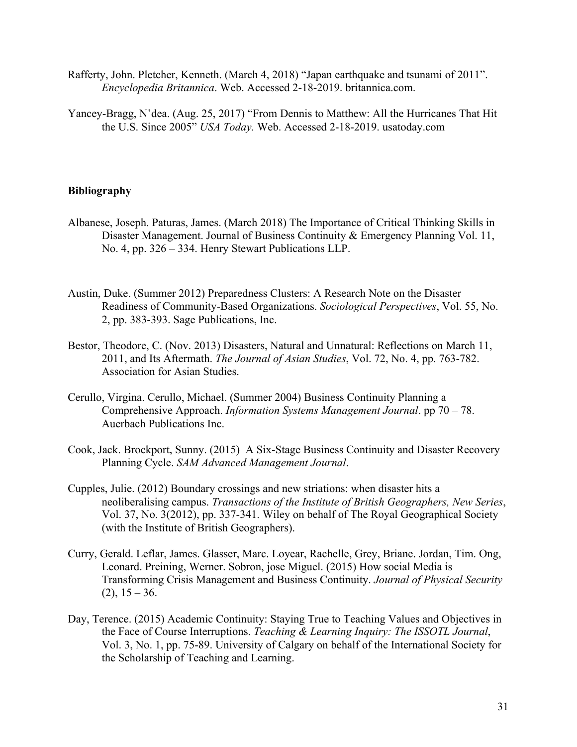Rafferty, John. Pletcher, Kenneth. (March 4, 2018) "Japan earthquake and tsunami of 2011". *Encyclopedia Britannica*. Web. Accessed 2-18-2019. britannica.com.

Yancey-Bragg, N'dea. (Aug. 25, 2017) "From Dennis to Matthew: All the Hurricanes That Hit the U.S. Since 2005" *USA Today.* Web. Accessed 2-18-2019. usatoday.com

**Bibliography**

Albanese, Joseph. Paturas, James. (March 2018) The Importance of Critical Thinking Skills in Disaster Management. Journal of Business Continuity & Emergency Planning Vol. 11, No. 4, pp. 326 – 334. Henry Stewart Publications LLP.

Austin, Duke. (Summer 2012) Preparedness Clusters: A Research Note on the Disaster Readiness of Community-Based Organizations. *Sociological Perspectives*, Vol. 55, No. 2, pp. 383-393. Sage Publications, Inc.

Bestor, Theodore, C. (Nov. 2013) Disasters, Natural and Unnatural: Reflections on March 11, 2011, and Its Aftermath. *The Journal of Asian Studies*, Vol. 72, No. 4, pp. 763-782. Association for Asian Studies.

Cerullo, Virgina. Cerullo, Michael. (Summer 2004) Business Continuity Planning a Comprehensive Approach. *Information Systems Management Journal*. pp 70 – 78. Auerbach Publications Inc.

Cook, Jack. Brockport, Sunny. (2015) A Six-Stage Business Continuity and Disaster Recovery Planning Cycle. *SAM Advanced Management Journal*.

Cupples, Julie. (2012) Boundary crossings and new striations: when disaster hits a neoliberalising campus. *Transactions of the Institute of British Geographers, New Series*, Vol. 37, No. 3(2012), pp. 337-341. Wiley on behalf of The Royal Geographical Society (with the Institute of British Geographers).

Curry, Gerald. Leflar, James. Glasser, Marc. Loyear, Rachelle, Grey, Briane. Jordan, Tim. Ong, Leonard. Preining, Werner. Sobron, jose Miguel. (2015) How social Media is Transforming Crisis Management and Business Continuity. *Journal of Physical Security* (2), 15 – 36.

Day, Terence. (2015) Academic Continuity: Staying True to Teaching Values and Objectives in the Face of Course Interruptions. *Teaching & Learning Inquiry: The ISSOTL Journal*, Vol. 3, No. 1, pp. 75-89. University of Calgary on behalf of the International Society for the Scholarship of Teaching and Learning.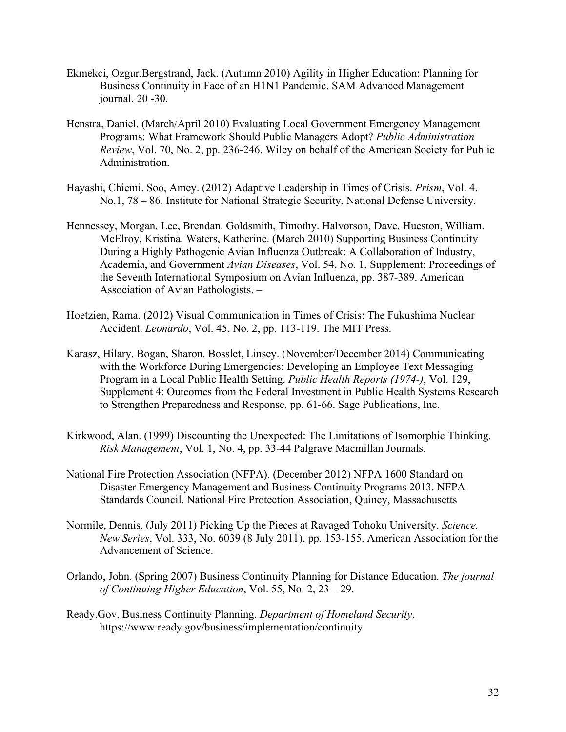Ekmekci, Ozgur.Bergstrand, Jack. (Autumn 2010) Agility in Higher Education: Planning for Business Continuity in Face of an H1N1 Pandemic. SAM Advanced Management journal. 20 -30.

Henstra, Daniel. (March/April 2010) Evaluating Local Government Emergency Management Programs: What Framework Should Public Managers Adopt? *Public Administration Review*, Vol. 70, No. 2, pp. 236-246. Wiley on behalf of the American Society for Public Administration.

Hayashi, Chiemi. Soo, Amey. (2012) Adaptive Leadership in Times of Crisis. *Prism*, Vol. 4. No.1, 78 – 86. Institute for National Strategic Security, National Defense University.

Hennessey, Morgan. Lee, Brendan. Goldsmith, Timothy. Halvorson, Dave. Hueston, William. McElroy, Kristina. Waters, Katherine. (March 2010) Supporting Business Continuity During a Highly Pathogenic Avian Influenza Outbreak: A Collaboration of Industry, Academia, and Government *Avian Diseases*, Vol. 54, No. 1, Supplement: Proceedings of the Seventh International Symposium on Avian Influenza, pp. 387-389. American Association of Avian Pathologists. –

Hoetzien, Rama. (2012) Visual Communication in Times of Crisis: The Fukushima Nuclear Accident. *Leonardo*, Vol. 45, No. 2, pp. 113-119. The MIT Press.

Karasz, Hilary. Bogan, Sharon. Bosslet, Linsey. (November/December 2014) Communicating with the Workforce During Emergencies: Developing an Employee Text Messaging Program in a Local Public Health Setting. *Public Health Reports (1974-)*, Vol. 129, Supplement 4: Outcomes from the Federal Investment in Public Health Systems Research to Strengthen Preparedness and Response. pp. 61-66. Sage Publications, Inc.

Kirkwood, Alan. (1999) Discounting the Unexpected: The Limitations of Isomorphic Thinking. *Risk Management*, Vol. 1, No. 4, pp. 33-44 Palgrave Macmillan Journals.

National Fire Protection Association (NFPA). (December 2012) NFPA 1600 Standard on Disaster Emergency Management and Business Continuity Programs 2013. NFPA Standards Council. National Fire Protection Association, Quincy, Massachusetts

Normile, Dennis. (July 2011) Picking Up the Pieces at Ravaged Tohoku University. *Science, New Series*, Vol. 333, No. 6039 (8 July 2011), pp. 153-155. American Association for the Advancement of Science.

Orlando, John. (Spring 2007) Business Continuity Planning for Distance Education. *The journal of Continuing Higher Education*, Vol. 55, No. 2, 23 – 29.

Ready.Gov. Business Continuity Planning. *Department of Homeland Security*. https://www.ready.gov/business/implementation/continuity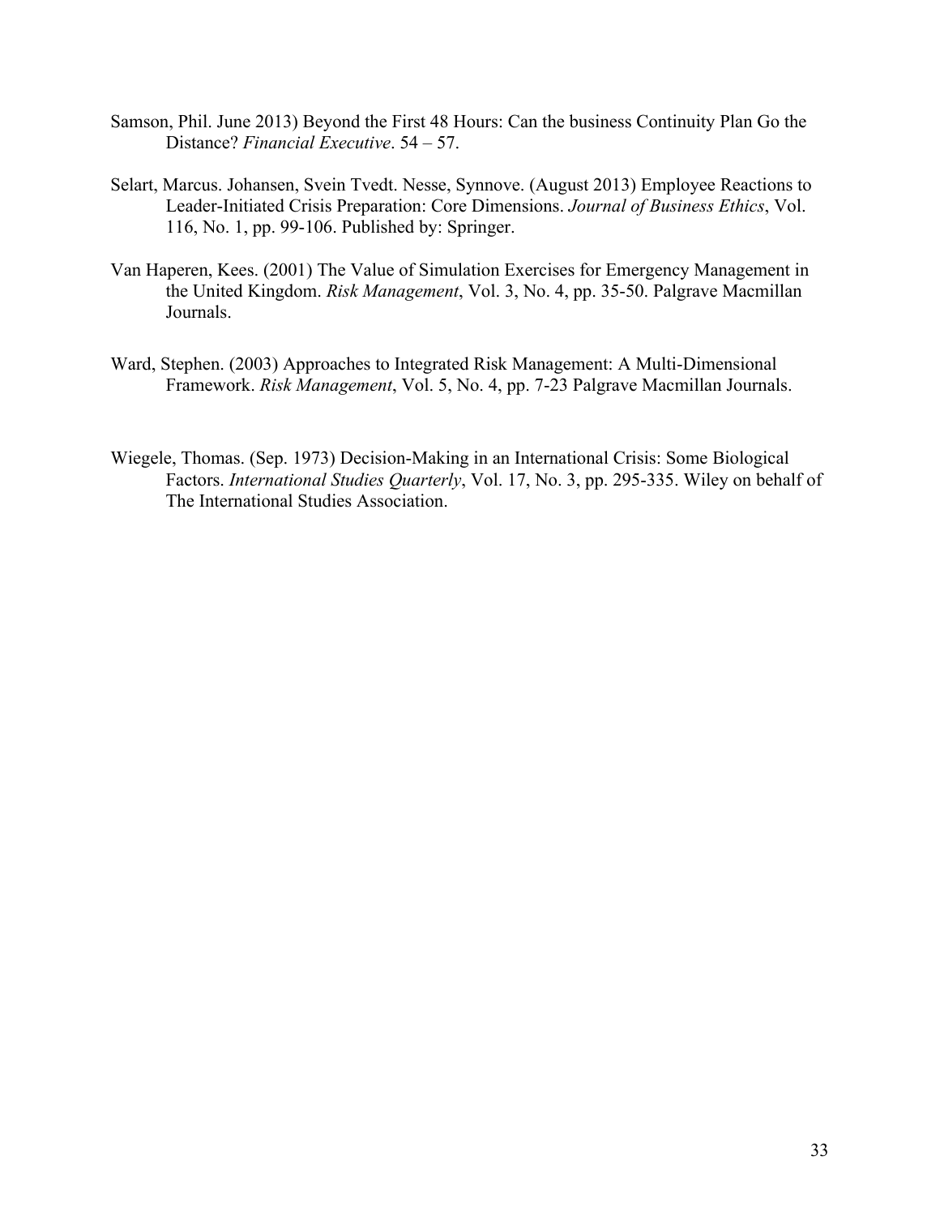Samson, Phil. June 2013) Beyond the First 48 Hours: Can the business Continuity Plan Go the Distance? *Financial Executive*. 54 – 57.

Selart, Marcus. Johansen, Svein Tvedt. Nesse, Synnove. (August 2013) Employee Reactions to Leader-Initiated Crisis Preparation: Core Dimensions. *Journal of Business Ethics*, Vol. 116, No. 1, pp. 99-106. Published by: Springer.

Van Haperen, Kees. (2001) The Value of Simulation Exercises for Emergency Management in the United Kingdom. *Risk Management*, Vol. 3, No. 4, pp. 35-50. Palgrave Macmillan Journals.

Ward, Stephen. (2003) Approaches to Integrated Risk Management: A Multi-Dimensional Framework. *Risk Management*, Vol. 5, No. 4, pp. 7-23 Palgrave Macmillan Journals.

Wiegele, Thomas. (Sep. 1973) Decision-Making in an International Crisis: Some Biological Factors. *International Studies Quarterly*, Vol. 17, No. 3, pp. 295-335. Wiley on behalf of The International Studies Association.